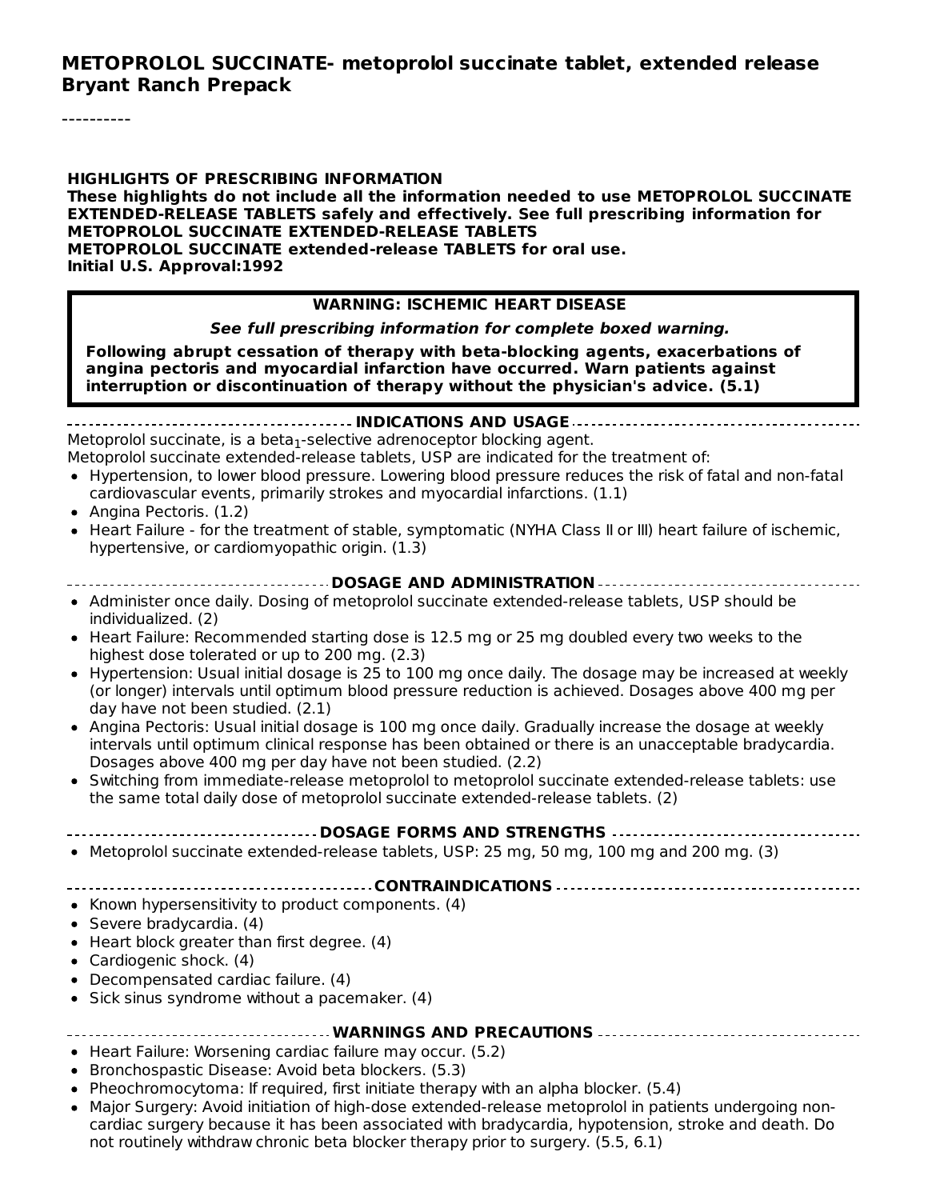# METOPROLOL SUCCINATE- metoprolol succinate tablet, extended release
**Bryant Ranch Prepack**

----------

**HIGHLIGHTS OF PRESCRIBING INFORMATION**
**These highlights do not include all the information needed to use METOPROLOL SUCCINATE EXTENDED-RELEASE TABLETS safely and effectively. See full prescribing information for METOPROLOL SUCCINATE EXTENDED-RELEASE TABLETS**
**METOPROLOL SUCCINATE extended-release TABLETS for oral use.**
**Initial U.S. Approval:1992**

> **WARNING: ISCHEMIC HEART DISEASE**
>
> ***See full prescribing information for complete boxed warning.***
>
> **Following abrupt cessation of therapy with beta-blocking agents, exacerbations of angina pectoris and myocardial infarction have occurred. Warn patients against interruption or discontinuation of therapy without the physician's advice. (5.1)**

## INDICATIONS AND USAGE

Metoprolol succinate, is a beta$_1$-selective adrenoceptor blocking agent.
Metoprolol succinate extended-release tablets, USP are indicated for the treatment of:

- Hypertension, to lower blood pressure. Lowering blood pressure reduces the risk of fatal and non-fatal cardiovascular events, primarily strokes and myocardial infarctions. (1.1)
- Angina Pectoris. (1.2)
- Heart Failure - for the treatment of stable, symptomatic (NYHA Class II or III) heart failure of ischemic, hypertensive, or cardiomyopathic origin. (1.3)

## DOSAGE AND ADMINISTRATION

- Administer once daily. Dosing of metoprolol succinate extended-release tablets, USP should be individualized. (2)
- Heart Failure: Recommended starting dose is 12.5 mg or 25 mg doubled every two weeks to the highest dose tolerated or up to 200 mg. (2.3)
- Hypertension: Usual initial dosage is 25 to 100 mg once daily. The dosage may be increased at weekly (or longer) intervals until optimum blood pressure reduction is achieved. Dosages above 400 mg per day have not been studied. (2.1)
- Angina Pectoris: Usual initial dosage is 100 mg once daily. Gradually increase the dosage at weekly intervals until optimum clinical response has been obtained or there is an unacceptable bradycardia. Dosages above 400 mg per day have not been studied. (2.2)
- Switching from immediate-release metoprolol to metoprolol succinate extended-release tablets: use the same total daily dose of metoprolol succinate extended-release tablets. (2)

## DOSAGE FORMS AND STRENGTHS

- Metoprolol succinate extended-release tablets, USP: 25 mg, 50 mg, 100 mg and 200 mg. (3)

## CONTRAINDICATIONS

- Known hypersensitivity to product components. (4)
- Severe bradycardia. (4)
- Heart block greater than first degree. (4)
- Cardiogenic shock. (4)
- Decompensated cardiac failure. (4)
- Sick sinus syndrome without a pacemaker. (4)

## WARNINGS AND PRECAUTIONS

- Heart Failure: Worsening cardiac failure may occur. (5.2)
- Bronchospastic Disease: Avoid beta blockers. (5.3)
- Pheochromocytoma: If required, first initiate therapy with an alpha blocker. (5.4)
- Major Surgery: Avoid initiation of high-dose extended-release metoprolol in patients undergoing non-cardiac surgery because it has been associated with bradycardia, hypotension, stroke and death. Do not routinely withdraw chronic beta blocker therapy prior to surgery. (5.5, 6.1)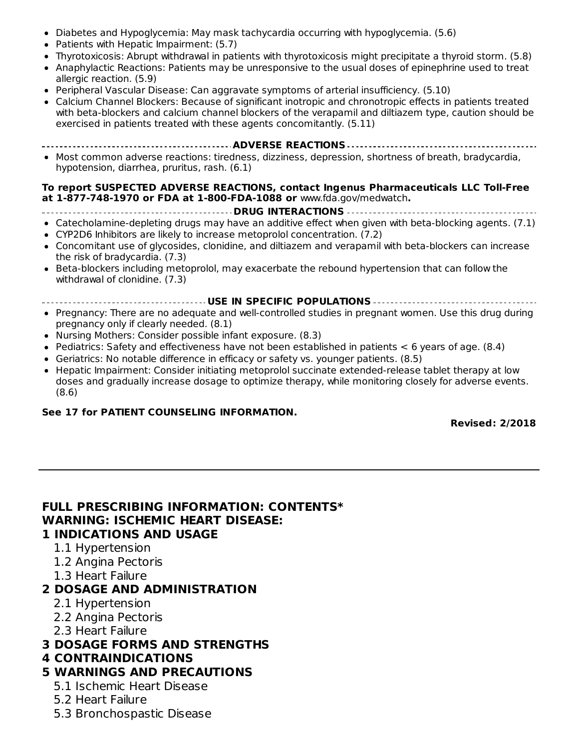- Diabetes and Hypoglycemia: May mask tachycardia occurring with hypoglycemia. (5.6)
- Patients with Hepatic Impairment: (5.7)
- Thyrotoxicosis: Abrupt withdrawal in patients with thyrotoxicosis might precipitate a thyroid storm. (5.8)
- Anaphylactic Reactions: Patients may be unresponsive to the usual doses of epinephrine used to treat allergic reaction. (5.9)
- Peripheral Vascular Disease: Can aggravate symptoms of arterial insufficiency. (5.10)
- Calcium Channel Blockers: Because of significant inotropic and chronotropic effects in patients treated with beta-blockers and calcium channel blockers of the verapamil and diltiazem type, caution should be exercised in patients treated with these agents concomitantly. (5.11)

**ADVERSE REACTIONS**

- Most common adverse reactions: tiredness, dizziness, depression, shortness of breath, bradycardia, hypotension, diarrhea, pruritus, rash. (6.1)

**To report SUSPECTED ADVERSE REACTIONS, contact Ingenus Pharmaceuticals LLC Toll-Free at 1-877-748-1970 or FDA at 1-800-FDA-1088 or** www.fda.gov/medwatch**.**

**DRUG INTERACTIONS**

- Catecholamine-depleting drugs may have an additive effect when given with beta-blocking agents. (7.1)
- CYP2D6 Inhibitors are likely to increase metoprolol concentration. (7.2)
- Concomitant use of glycosides, clonidine, and diltiazem and verapamil with beta-blockers can increase the risk of bradycardia. (7.3)
- Beta-blockers including metoprolol, may exacerbate the rebound hypertension that can follow the withdrawal of clonidine. (7.3)

**USE IN SPECIFIC POPULATIONS**

- Pregnancy: There are no adequate and well-controlled studies in pregnant women. Use this drug during pregnancy only if clearly needed. (8.1)
- Nursing Mothers: Consider possible infant exposure. (8.3)
- Pediatrics: Safety and effectiveness have not been established in patients < 6 years of age. (8.4)
- Geriatrics: No notable difference in efficacy or safety vs. younger patients. (8.5)
- Hepatic Impairment: Consider initiating metoprolol succinate extended-release tablet therapy at low doses and gradually increase dosage to optimize therapy, while monitoring closely for adverse events. (8.6)

**See 17 for PATIENT COUNSELING INFORMATION.**

**Revised: 2/2018**

---

## FULL PRESCRIBING INFORMATION: CONTENTS*

## WARNING: ISCHEMIC HEART DISEASE:

## 1 INDICATIONS AND USAGE

1.1 Hypertension
1.2 Angina Pectoris
1.3 Heart Failure

## 2 DOSAGE AND ADMINISTRATION

2.1 Hypertension
2.2 Angina Pectoris
2.3 Heart Failure

## 3 DOSAGE FORMS AND STRENGTHS

## 4 CONTRAINDICATIONS

## 5 WARNINGS AND PRECAUTIONS

5.1 Ischemic Heart Disease
5.2 Heart Failure
5.3 Bronchospastic Disease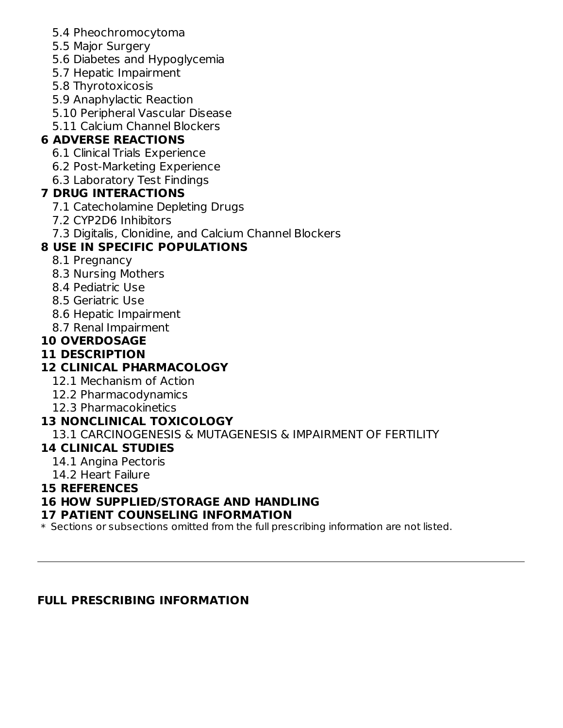- 5.4 Pheochromocytoma
- 5.5 Major Surgery
- 5.6 Diabetes and Hypoglycemia
- 5.7 Hepatic Impairment
- 5.8 Thyrotoxicosis
- 5.9 Anaphylactic Reaction
- 5.10 Peripheral Vascular Disease
- 5.11 Calcium Channel Blockers

**6 ADVERSE REACTIONS**

- 6.1 Clinical Trials Experience
- 6.2 Post-Marketing Experience
- 6.3 Laboratory Test Findings

**7 DRUG INTERACTIONS**

- 7.1 Catecholamine Depleting Drugs
- 7.2 CYP2D6 Inhibitors
- 7.3 Digitalis, Clonidine, and Calcium Channel Blockers

**8 USE IN SPECIFIC POPULATIONS**

- 8.1 Pregnancy
- 8.3 Nursing Mothers
- 8.4 Pediatric Use
- 8.5 Geriatric Use
- 8.6 Hepatic Impairment
- 8.7 Renal Impairment

**10 OVERDOSAGE**

**11 DESCRIPTION**

**12 CLINICAL PHARMACOLOGY**

- 12.1 Mechanism of Action
- 12.2 Pharmacodynamics
- 12.3 Pharmacokinetics

**13 NONCLINICAL TOXICOLOGY**

- 13.1 CARCINOGENESIS & MUTAGENESIS & IMPAIRMENT OF FERTILITY

**14 CLINICAL STUDIES**

- 14.1 Angina Pectoris
- 14.2 Heart Failure

**15 REFERENCES**

**16 HOW SUPPLIED/STORAGE AND HANDLING**

**17 PATIENT COUNSELING INFORMATION**

* Sections or subsections omitted from the full prescribing information are not listed.

---

## FULL PRESCRIBING INFORMATION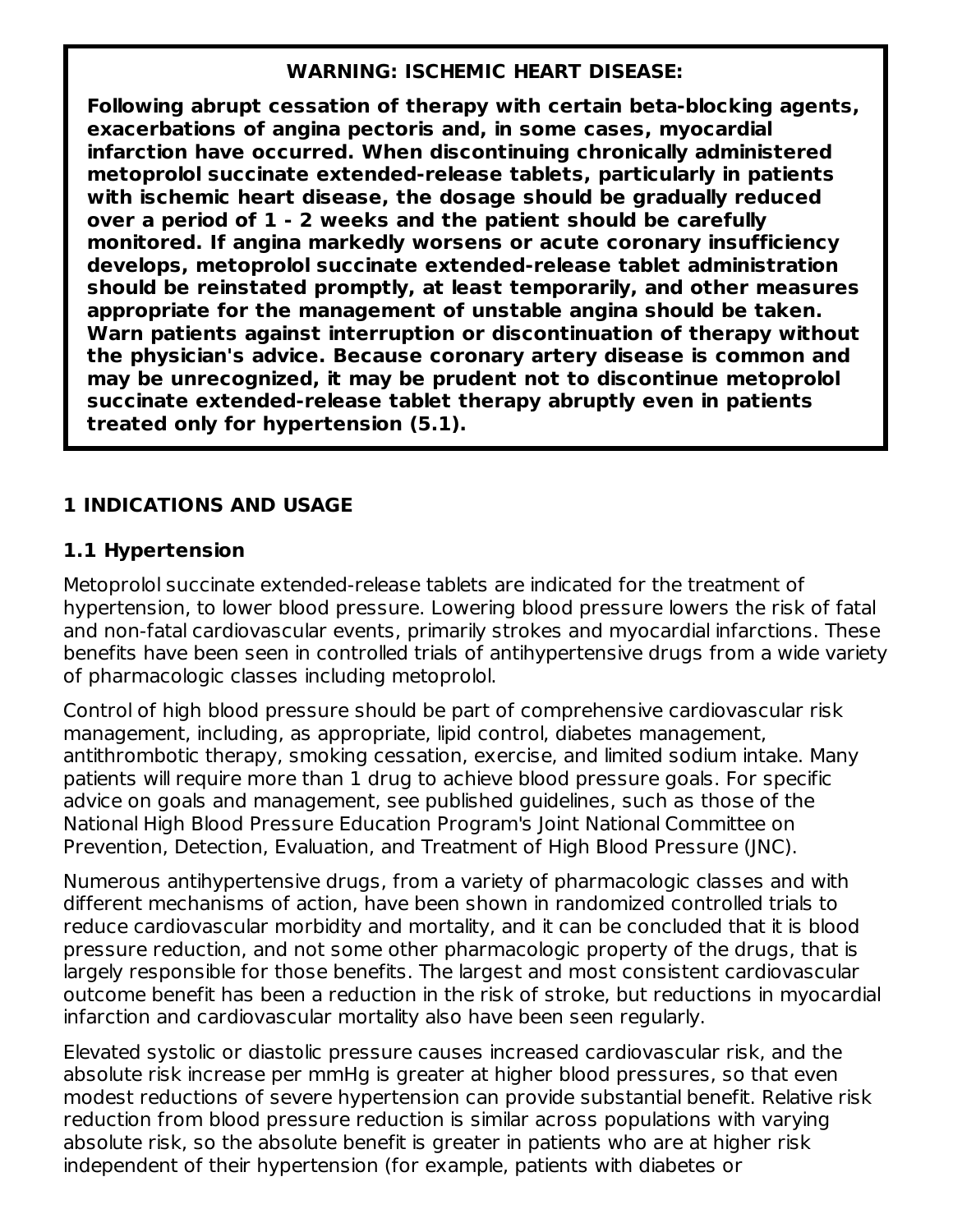**WARNING: ISCHEMIC HEART DISEASE:**

**Following abrupt cessation of therapy with certain beta-blocking agents, exacerbations of angina pectoris and, in some cases, myocardial infarction have occurred. When discontinuing chronically administered metoprolol succinate extended-release tablets, particularly in patients with ischemic heart disease, the dosage should be gradually reduced over a period of 1 - 2 weeks and the patient should be carefully monitored. If angina markedly worsens or acute coronary insufficiency develops, metoprolol succinate extended-release tablet administration should be reinstated promptly, at least temporarily, and other measures appropriate for the management of unstable angina should be taken. Warn patients against interruption or discontinuation of therapy without the physician's advice. Because coronary artery disease is common and may be unrecognized, it may be prudent not to discontinue metoprolol succinate extended-release tablet therapy abruptly even in patients treated only for hypertension (5.1).**

## 1 INDICATIONS AND USAGE

### 1.1 Hypertension

Metoprolol succinate extended-release tablets are indicated for the treatment of hypertension, to lower blood pressure. Lowering blood pressure lowers the risk of fatal and non-fatal cardiovascular events, primarily strokes and myocardial infarctions. These benefits have been seen in controlled trials of antihypertensive drugs from a wide variety of pharmacologic classes including metoprolol.

Control of high blood pressure should be part of comprehensive cardiovascular risk management, including, as appropriate, lipid control, diabetes management, antithrombotic therapy, smoking cessation, exercise, and limited sodium intake. Many patients will require more than 1 drug to achieve blood pressure goals. For specific advice on goals and management, see published guidelines, such as those of the National High Blood Pressure Education Program's Joint National Committee on Prevention, Detection, Evaluation, and Treatment of High Blood Pressure (JNC).

Numerous antihypertensive drugs, from a variety of pharmacologic classes and with different mechanisms of action, have been shown in randomized controlled trials to reduce cardiovascular morbidity and mortality, and it can be concluded that it is blood pressure reduction, and not some other pharmacologic property of the drugs, that is largely responsible for those benefits. The largest and most consistent cardiovascular outcome benefit has been a reduction in the risk of stroke, but reductions in myocardial infarction and cardiovascular mortality also have been seen regularly.

Elevated systolic or diastolic pressure causes increased cardiovascular risk, and the absolute risk increase per mmHg is greater at higher blood pressures, so that even modest reductions of severe hypertension can provide substantial benefit. Relative risk reduction from blood pressure reduction is similar across populations with varying absolute risk, so the absolute benefit is greater in patients who are at higher risk independent of their hypertension (for example, patients with diabetes or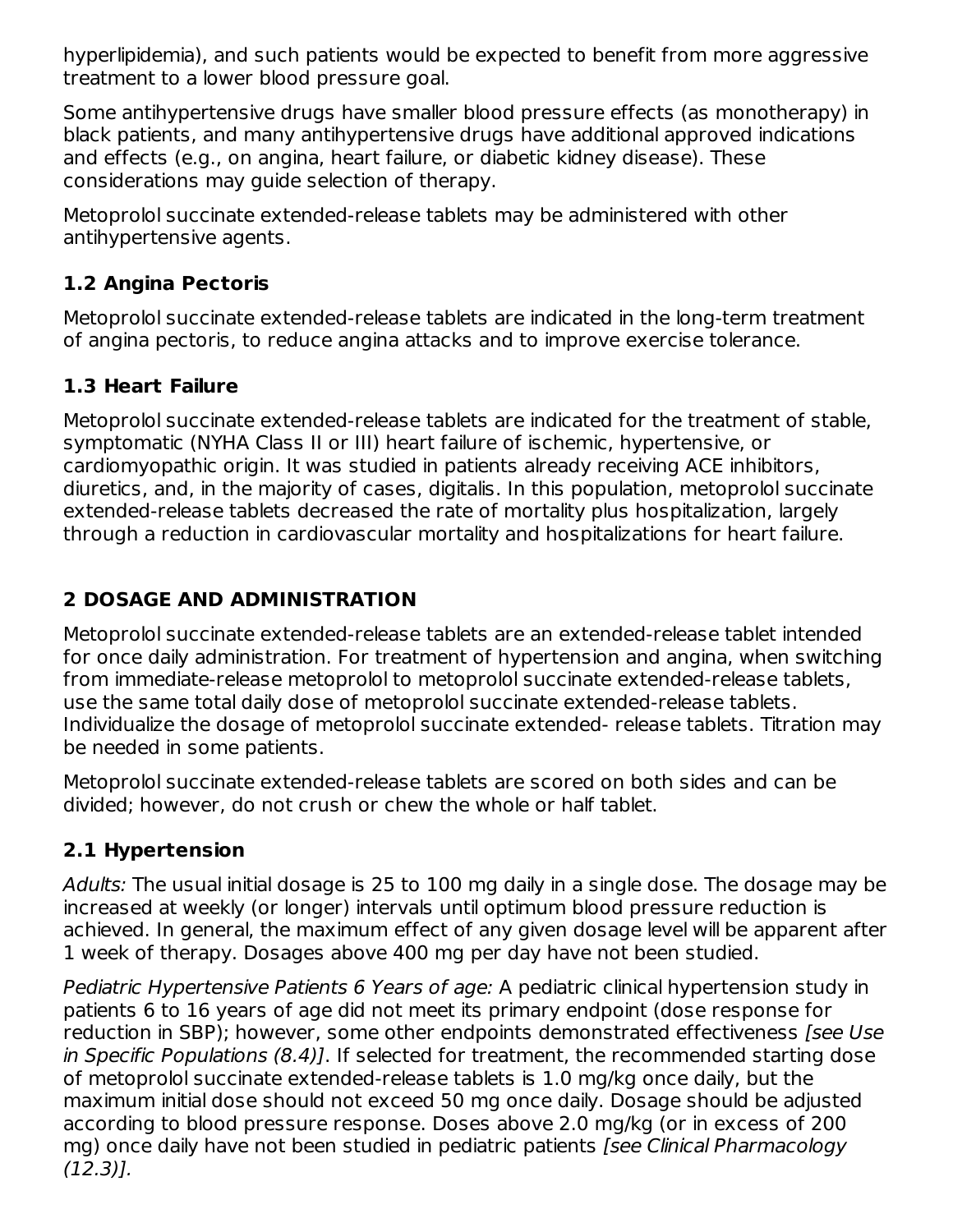hyperlipidemia), and such patients would be expected to benefit from more aggressive treatment to a lower blood pressure goal.

Some antihypertensive drugs have smaller blood pressure effects (as monotherapy) in black patients, and many antihypertensive drugs have additional approved indications and effects (e.g., on angina, heart failure, or diabetic kidney disease). These considerations may guide selection of therapy.

Metoprolol succinate extended-release tablets may be administered with other antihypertensive agents.

### 1.2 Angina Pectoris

Metoprolol succinate extended-release tablets are indicated in the long-term treatment of angina pectoris, to reduce angina attacks and to improve exercise tolerance.

### 1.3 Heart Failure

Metoprolol succinate extended-release tablets are indicated for the treatment of stable, symptomatic (NYHA Class II or III) heart failure of ischemic, hypertensive, or cardiomyopathic origin. It was studied in patients already receiving ACE inhibitors, diuretics, and, in the majority of cases, digitalis. In this population, metoprolol succinate extended-release tablets decreased the rate of mortality plus hospitalization, largely through a reduction in cardiovascular mortality and hospitalizations for heart failure.

## 2 DOSAGE AND ADMINISTRATION

Metoprolol succinate extended-release tablets are an extended-release tablet intended for once daily administration. For treatment of hypertension and angina, when switching from immediate-release metoprolol to metoprolol succinate extended-release tablets, use the same total daily dose of metoprolol succinate extended-release tablets. Individualize the dosage of metoprolol succinate extended- release tablets. Titration may be needed in some patients.

Metoprolol succinate extended-release tablets are scored on both sides and can be divided; however, do not crush or chew the whole or half tablet.

### 2.1 Hypertension

*Adults:* The usual initial dosage is 25 to 100 mg daily in a single dose. The dosage may be increased at weekly (or longer) intervals until optimum blood pressure reduction is achieved. In general, the maximum effect of any given dosage level will be apparent after 1 week of therapy. Dosages above 400 mg per day have not been studied.

*Pediatric Hypertensive Patients 6 Years of age:* A pediatric clinical hypertension study in patients 6 to 16 years of age did not meet its primary endpoint (dose response for reduction in SBP); however, some other endpoints demonstrated effectiveness *[see Use in Specific Populations (8.4)]*. If selected for treatment, the recommended starting dose of metoprolol succinate extended-release tablets is 1.0 mg/kg once daily, but the maximum initial dose should not exceed 50 mg once daily. Dosage should be adjusted according to blood pressure response. Doses above 2.0 mg/kg (or in excess of 200 mg) once daily have not been studied in pediatric patients *[see Clinical Pharmacology (12.3)].*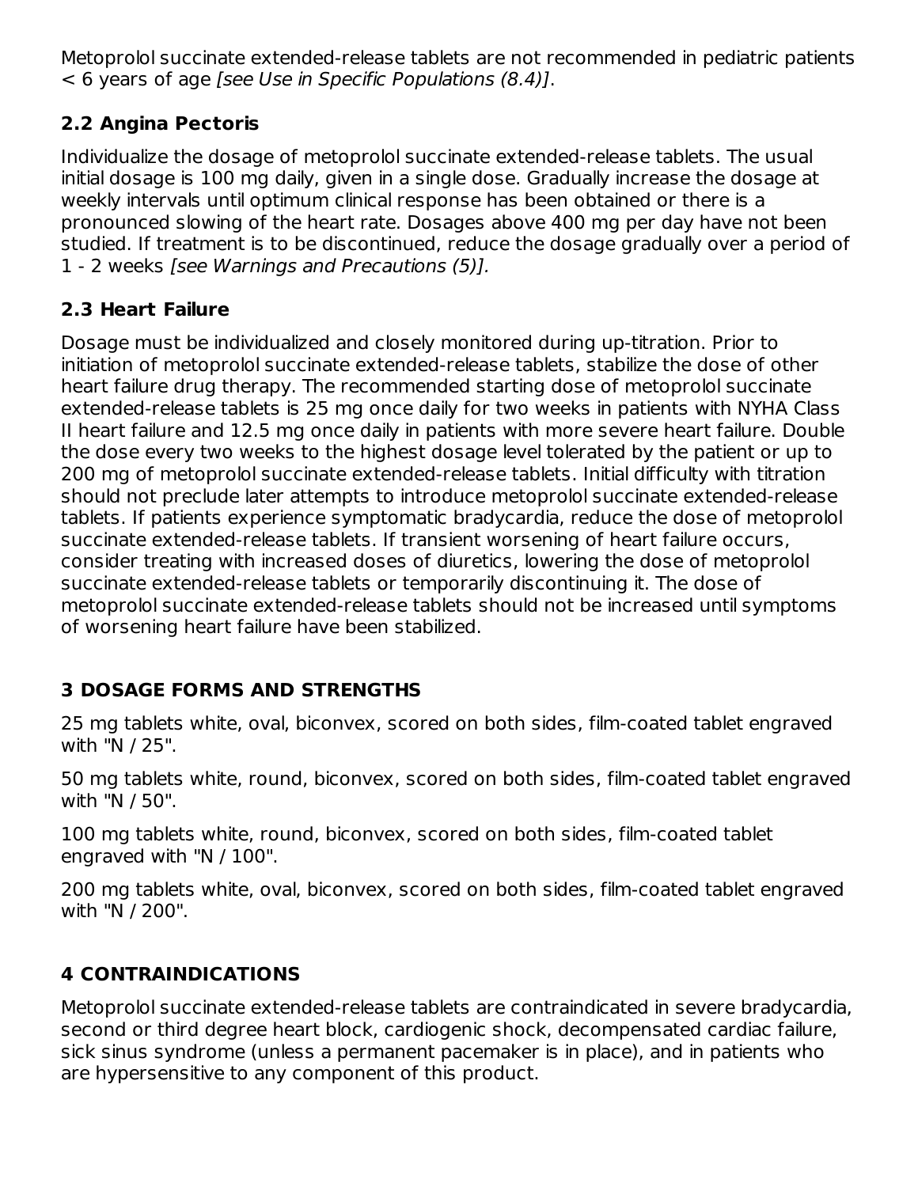Metoprolol succinate extended-release tablets are not recommended in pediatric patients < 6 years of age *[see Use in Specific Populations (8.4)]*.

### 2.2 Angina Pectoris

Individualize the dosage of metoprolol succinate extended-release tablets. The usual initial dosage is 100 mg daily, given in a single dose. Gradually increase the dosage at weekly intervals until optimum clinical response has been obtained or there is a pronounced slowing of the heart rate. Dosages above 400 mg per day have not been studied. If treatment is to be discontinued, reduce the dosage gradually over a period of 1 - 2 weeks *[see Warnings and Precautions (5)].*

### 2.3 Heart Failure

Dosage must be individualized and closely monitored during up-titration. Prior to initiation of metoprolol succinate extended-release tablets, stabilize the dose of other heart failure drug therapy. The recommended starting dose of metoprolol succinate extended-release tablets is 25 mg once daily for two weeks in patients with NYHA Class II heart failure and 12.5 mg once daily in patients with more severe heart failure. Double the dose every two weeks to the highest dosage level tolerated by the patient or up to 200 mg of metoprolol succinate extended-release tablets. Initial difficulty with titration should not preclude later attempts to introduce metoprolol succinate extended-release tablets. If patients experience symptomatic bradycardia, reduce the dose of metoprolol succinate extended-release tablets. If transient worsening of heart failure occurs, consider treating with increased doses of diuretics, lowering the dose of metoprolol succinate extended-release tablets or temporarily discontinuing it. The dose of metoprolol succinate extended-release tablets should not be increased until symptoms of worsening heart failure have been stabilized.

## 3 DOSAGE FORMS AND STRENGTHS

25 mg tablets white, oval, biconvex, scored on both sides, film-coated tablet engraved with "N / 25".

50 mg tablets white, round, biconvex, scored on both sides, film-coated tablet engraved with "N / 50".

100 mg tablets white, round, biconvex, scored on both sides, film-coated tablet engraved with "N / 100".

200 mg tablets white, oval, biconvex, scored on both sides, film-coated tablet engraved with "N / 200".

## 4 CONTRAINDICATIONS

Metoprolol succinate extended-release tablets are contraindicated in severe bradycardia, second or third degree heart block, cardiogenic shock, decompensated cardiac failure, sick sinus syndrome (unless a permanent pacemaker is in place), and in patients who are hypersensitive to any component of this product.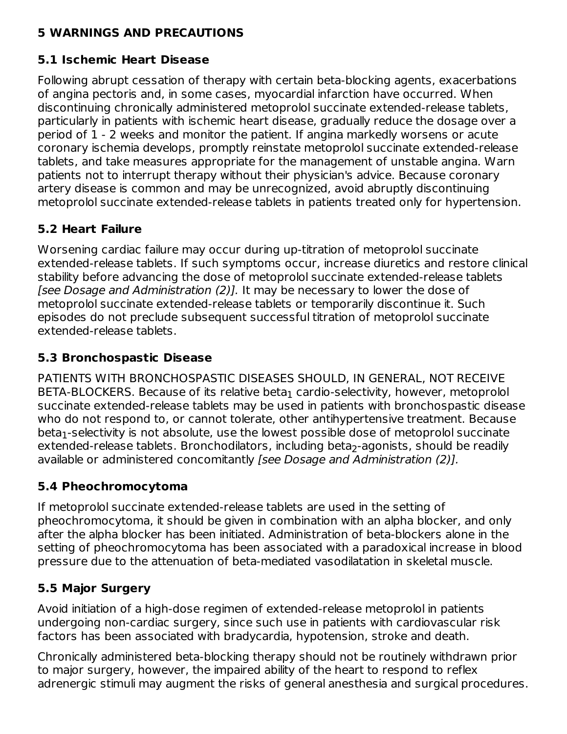## 5 WARNINGS AND PRECAUTIONS

### 5.1 Ischemic Heart Disease

Following abrupt cessation of therapy with certain beta-blocking agents, exacerbations of angina pectoris and, in some cases, myocardial infarction have occurred. When discontinuing chronically administered metoprolol succinate extended-release tablets, particularly in patients with ischemic heart disease, gradually reduce the dosage over a period of 1 - 2 weeks and monitor the patient. If angina markedly worsens or acute coronary ischemia develops, promptly reinstate metoprolol succinate extended-release tablets, and take measures appropriate for the management of unstable angina. Warn patients not to interrupt therapy without their physician's advice. Because coronary artery disease is common and may be unrecognized, avoid abruptly discontinuing metoprolol succinate extended-release tablets in patients treated only for hypertension.

### 5.2 Heart Failure

Worsening cardiac failure may occur during up-titration of metoprolol succinate extended-release tablets. If such symptoms occur, increase diuretics and restore clinical stability before advancing the dose of metoprolol succinate extended-release tablets *[see Dosage and Administration (2)]*. It may be necessary to lower the dose of metoprolol succinate extended-release tablets or temporarily discontinue it. Such episodes do not preclude subsequent successful titration of metoprolol succinate extended-release tablets.

### 5.3 Bronchospastic Disease

PATIENTS WITH BRONCHOSPASTIC DISEASES SHOULD, IN GENERAL, NOT RECEIVE BETA-BLOCKERS. Because of its relative $\text{beta}_1$ cardio-selectivity, however, metoprolol succinate extended-release tablets may be used in patients with bronchospastic disease who do not respond to, or cannot tolerate, other antihypertensive treatment. Because $\text{beta}_1$-selectivity is not absolute, use the lowest possible dose of metoprolol succinate extended-release tablets. Bronchodilators, including $\text{beta}_2$-agonists, should be readily available or administered concomitantly *[see Dosage and Administration (2)]*.

### 5.4 Pheochromocytoma

If metoprolol succinate extended-release tablets are used in the setting of pheochromocytoma, it should be given in combination with an alpha blocker, and only after the alpha blocker has been initiated. Administration of beta-blockers alone in the setting of pheochromocytoma has been associated with a paradoxical increase in blood pressure due to the attenuation of beta-mediated vasodilatation in skeletal muscle.

### 5.5 Major Surgery

Avoid initiation of a high-dose regimen of extended-release metoprolol in patients undergoing non-cardiac surgery, since such use in patients with cardiovascular risk factors has been associated with bradycardia, hypotension, stroke and death.

Chronically administered beta-blocking therapy should not be routinely withdrawn prior to major surgery, however, the impaired ability of the heart to respond to reflex adrenergic stimuli may augment the risks of general anesthesia and surgical procedures.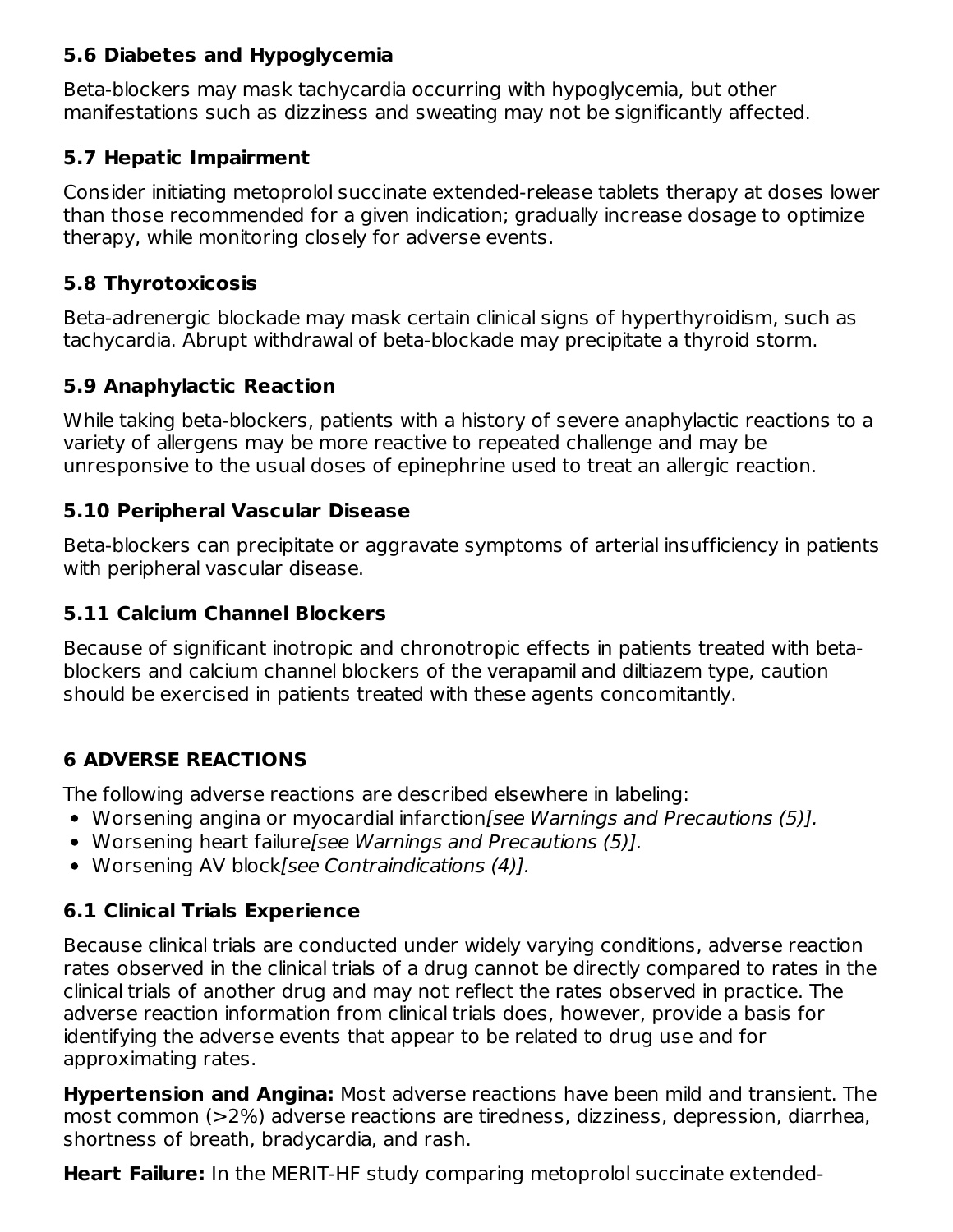### 5.6 Diabetes and Hypoglycemia

Beta-blockers may mask tachycardia occurring with hypoglycemia, but other manifestations such as dizziness and sweating may not be significantly affected.

### 5.7 Hepatic Impairment

Consider initiating metoprolol succinate extended-release tablets therapy at doses lower than those recommended for a given indication; gradually increase dosage to optimize therapy, while monitoring closely for adverse events.

### 5.8 Thyrotoxicosis

Beta-adrenergic blockade may mask certain clinical signs of hyperthyroidism, such as tachycardia. Abrupt withdrawal of beta-blockade may precipitate a thyroid storm.

### 5.9 Anaphylactic Reaction

While taking beta-blockers, patients with a history of severe anaphylactic reactions to a variety of allergens may be more reactive to repeated challenge and may be unresponsive to the usual doses of epinephrine used to treat an allergic reaction.

### 5.10 Peripheral Vascular Disease

Beta-blockers can precipitate or aggravate symptoms of arterial insufficiency in patients with peripheral vascular disease.

### 5.11 Calcium Channel Blockers

Because of significant inotropic and chronotropic effects in patients treated with beta-blockers and calcium channel blockers of the verapamil and diltiazem type, caution should be exercised in patients treated with these agents concomitantly.

## 6 ADVERSE REACTIONS

The following adverse reactions are described elsewhere in labeling:

- Worsening angina or myocardial infarction *[see Warnings and Precautions (5)].*
- Worsening heart failure *[see Warnings and Precautions (5)].*
- Worsening AV block *[see Contraindications (4)].*

### 6.1 Clinical Trials Experience

Because clinical trials are conducted under widely varying conditions, adverse reaction rates observed in the clinical trials of a drug cannot be directly compared to rates in the clinical trials of another drug and may not reflect the rates observed in practice. The adverse reaction information from clinical trials does, however, provide a basis for identifying the adverse events that appear to be related to drug use and for approximating rates.

**Hypertension and Angina:** Most adverse reactions have been mild and transient. The most common (>2%) adverse reactions are tiredness, dizziness, depression, diarrhea, shortness of breath, bradycardia, and rash.

**Heart Failure:** In the MERIT-HF study comparing metoprolol succinate extended-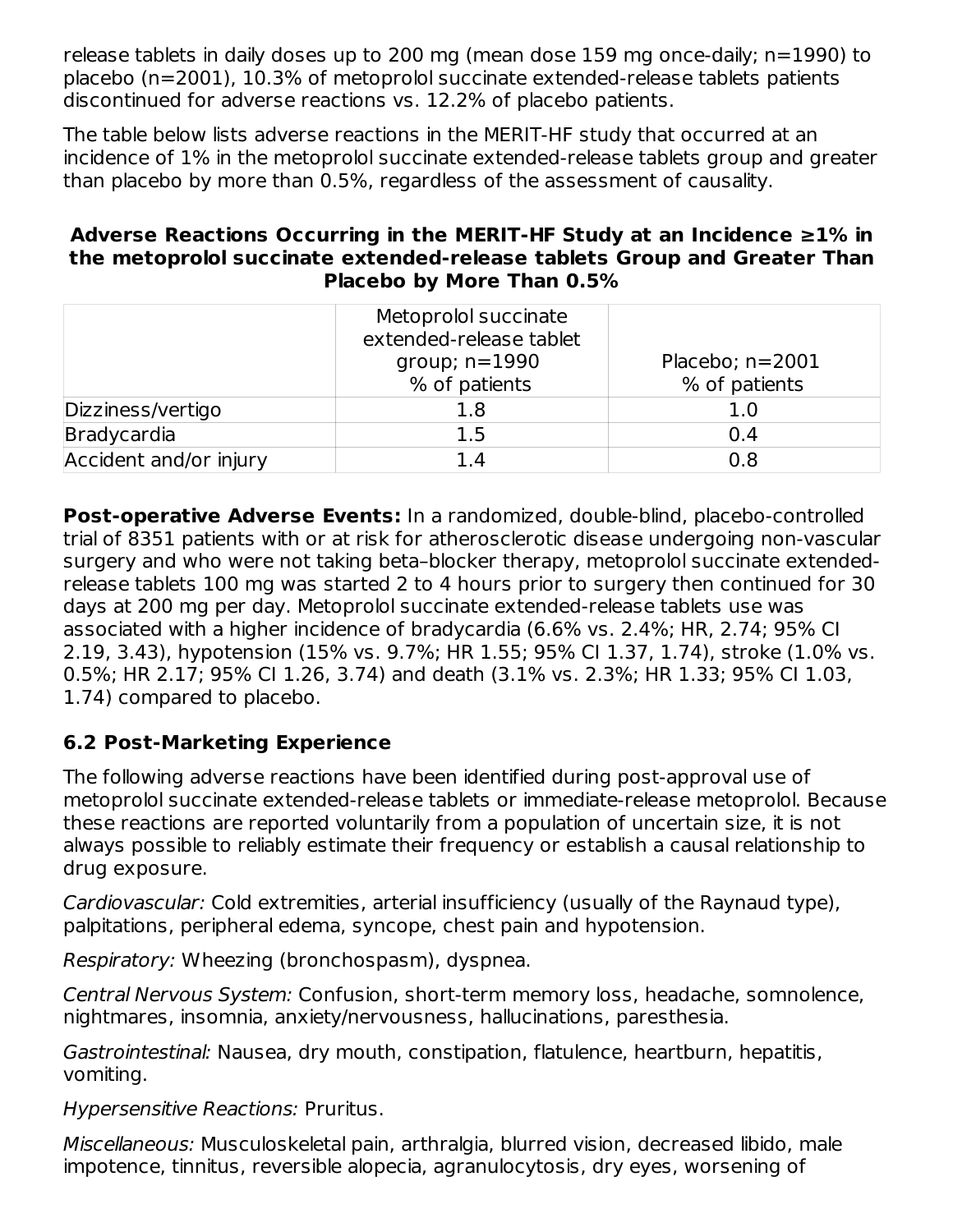release tablets in daily doses up to 200 mg (mean dose 159 mg once-daily; n=1990) to placebo (n=2001), 10.3% of metoprolol succinate extended-release tablets patients discontinued for adverse reactions vs. 12.2% of placebo patients.

The table below lists adverse reactions in the MERIT-HF study that occurred at an incidence of 1% in the metoprolol succinate extended-release tablets group and greater than placebo by more than 0.5%, regardless of the assessment of causality.

**Adverse Reactions Occurring in the MERIT-HF Study at an Incidence ≥1% in the metoprolol succinate extended-release tablets Group and Greater Than Placebo by More Than 0.5%**

| | Metoprolol succinate extended-release tablet group; n=1990 % of patients | Placebo; n=2001 % of patients |
|---|---|---|
| Dizziness/vertigo | 1.8 | 1.0 |
| Bradycardia | 1.5 | 0.4 |
| Accident and/or injury | 1.4 | 0.8 |

**Post-operative Adverse Events:** In a randomized, double-blind, placebo-controlled trial of 8351 patients with or at risk for atherosclerotic disease undergoing non-vascular surgery and who were not taking beta–blocker therapy, metoprolol succinate extended-release tablets 100 mg was started 2 to 4 hours prior to surgery then continued for 30 days at 200 mg per day. Metoprolol succinate extended-release tablets use was associated with a higher incidence of bradycardia (6.6% vs. 2.4%; HR, 2.74; 95% CI 2.19, 3.43), hypotension (15% vs. 9.7%; HR 1.55; 95% CI 1.37, 1.74), stroke (1.0% vs. 0.5%; HR 2.17; 95% CI 1.26, 3.74) and death (3.1% vs. 2.3%; HR 1.33; 95% CI 1.03, 1.74) compared to placebo.

## 6.2 Post-Marketing Experience

The following adverse reactions have been identified during post-approval use of metoprolol succinate extended-release tablets or immediate-release metoprolol. Because these reactions are reported voluntarily from a population of uncertain size, it is not always possible to reliably estimate their frequency or establish a causal relationship to drug exposure.

*Cardiovascular:* Cold extremities, arterial insufficiency (usually of the Raynaud type), palpitations, peripheral edema, syncope, chest pain and hypotension.

*Respiratory:* Wheezing (bronchospasm), dyspnea.

*Central Nervous System:* Confusion, short-term memory loss, headache, somnolence, nightmares, insomnia, anxiety/nervousness, hallucinations, paresthesia.

*Gastrointestinal:* Nausea, dry mouth, constipation, flatulence, heartburn, hepatitis, vomiting.

*Hypersensitive Reactions:* Pruritus.

*Miscellaneous:* Musculoskeletal pain, arthralgia, blurred vision, decreased libido, male impotence, tinnitus, reversible alopecia, agranulocytosis, dry eyes, worsening of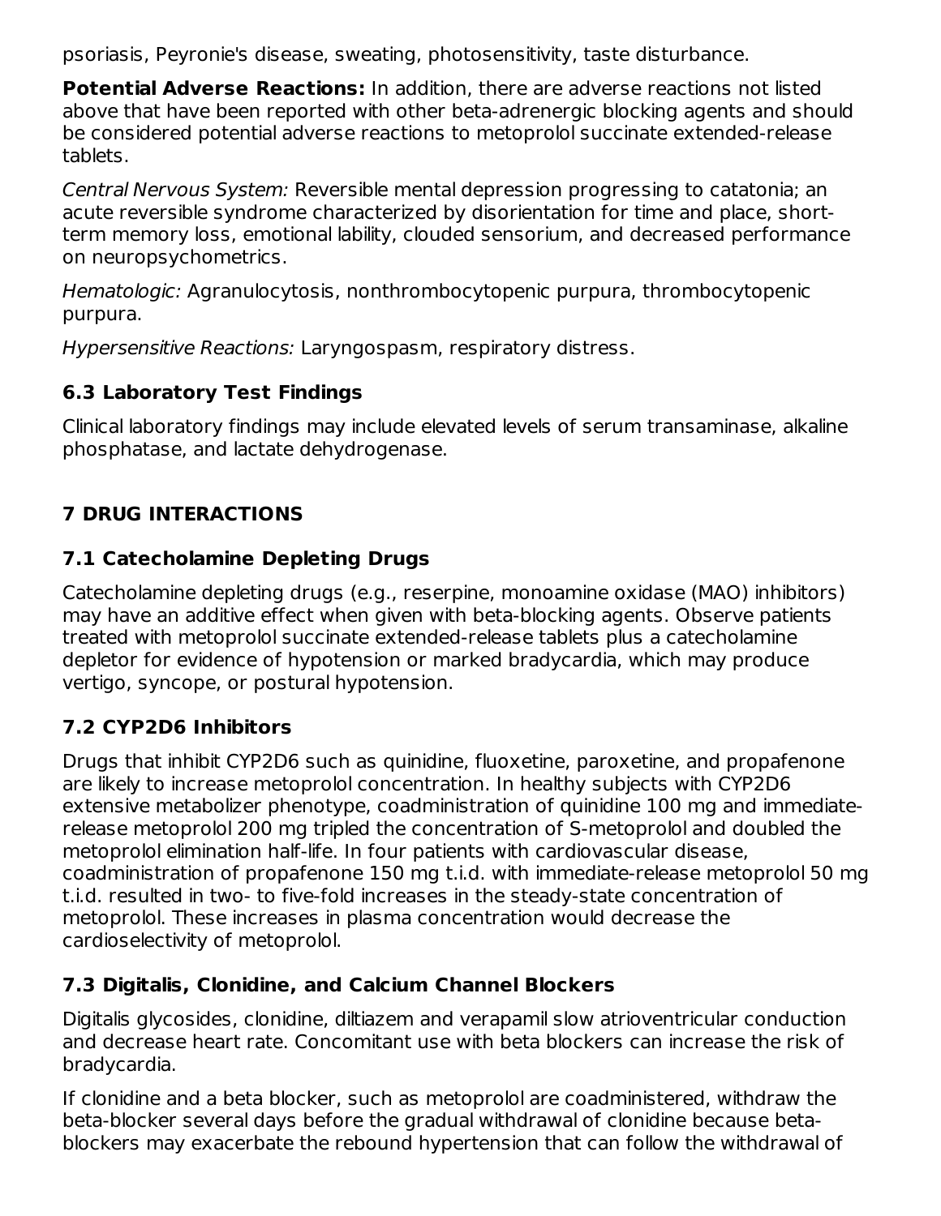psoriasis, Peyronie's disease, sweating, photosensitivity, taste disturbance.

**Potential Adverse Reactions:** In addition, there are adverse reactions not listed above that have been reported with other beta-adrenergic blocking agents and should be considered potential adverse reactions to metoprolol succinate extended-release tablets.

*Central Nervous System:* Reversible mental depression progressing to catatonia; an acute reversible syndrome characterized by disorientation for time and place, short-term memory loss, emotional lability, clouded sensorium, and decreased performance on neuropsychometrics.

*Hematologic:* Agranulocytosis, nonthrombocytopenic purpura, thrombocytopenic purpura.

*Hypersensitive Reactions:* Laryngospasm, respiratory distress.

### 6.3 Laboratory Test Findings

Clinical laboratory findings may include elevated levels of serum transaminase, alkaline phosphatase, and lactate dehydrogenase.

## 7 DRUG INTERACTIONS

### 7.1 Catecholamine Depleting Drugs

Catecholamine depleting drugs (e.g., reserpine, monoamine oxidase (MAO) inhibitors) may have an additive effect when given with beta-blocking agents. Observe patients treated with metoprolol succinate extended-release tablets plus a catecholamine depletor for evidence of hypotension or marked bradycardia, which may produce vertigo, syncope, or postural hypotension.

### 7.2 CYP2D6 Inhibitors

Drugs that inhibit CYP2D6 such as quinidine, fluoxetine, paroxetine, and propafenone are likely to increase metoprolol concentration. In healthy subjects with CYP2D6 extensive metabolizer phenotype, coadministration of quinidine 100 mg and immediate-release metoprolol 200 mg tripled the concentration of S-metoprolol and doubled the metoprolol elimination half-life. In four patients with cardiovascular disease, coadministration of propafenone 150 mg t.i.d. with immediate-release metoprolol 50 mg t.i.d. resulted in two- to five-fold increases in the steady-state concentration of metoprolol. These increases in plasma concentration would decrease the cardioselectivity of metoprolol.

### 7.3 Digitalis, Clonidine, and Calcium Channel Blockers

Digitalis glycosides, clonidine, diltiazem and verapamil slow atrioventricular conduction and decrease heart rate. Concomitant use with beta blockers can increase the risk of bradycardia.

If clonidine and a beta blocker, such as metoprolol are coadministered, withdraw the beta-blocker several days before the gradual withdrawal of clonidine because beta-blockers may exacerbate the rebound hypertension that can follow the withdrawal of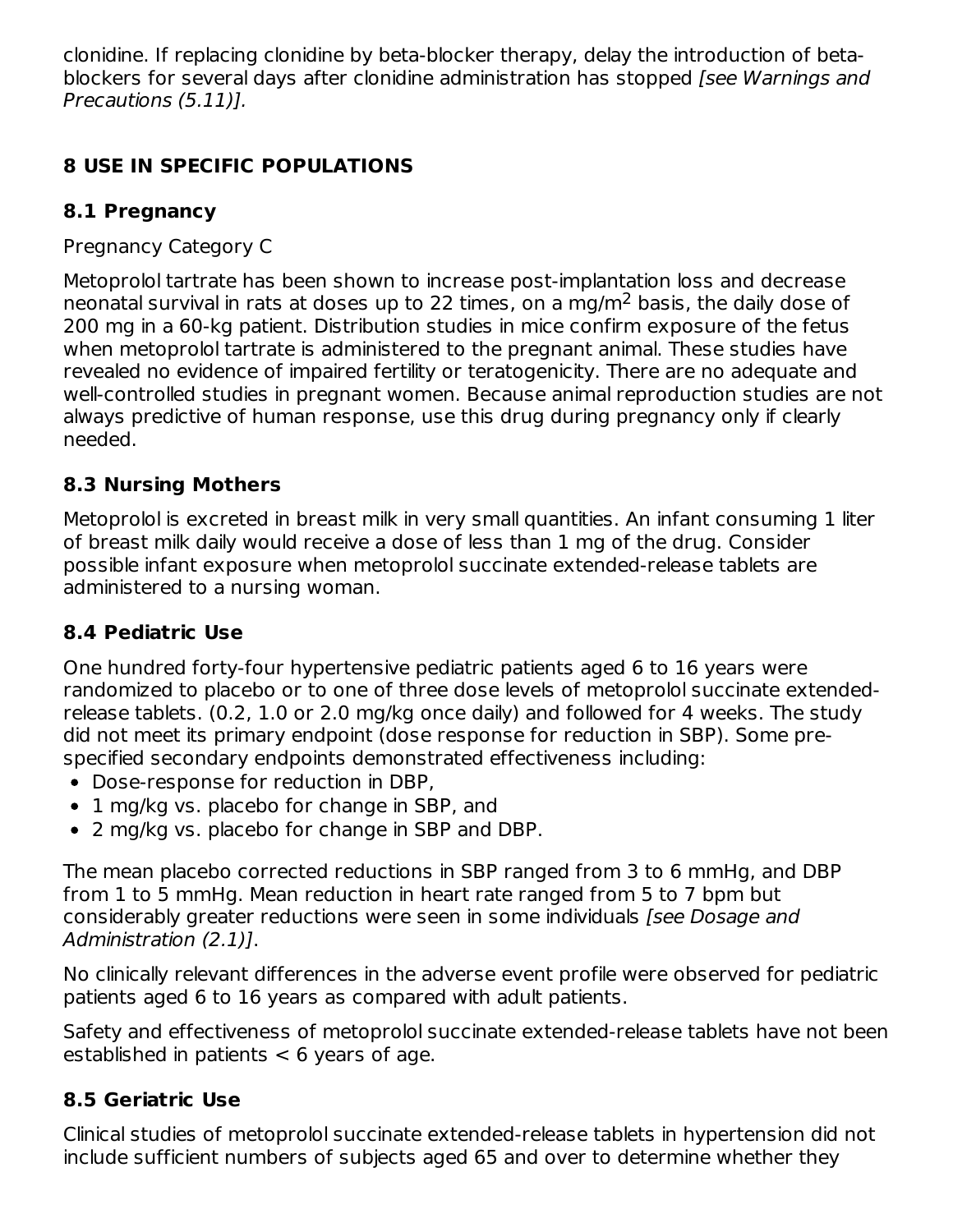clonidine. If replacing clonidine by beta-blocker therapy, delay the introduction of beta-blockers for several days after clonidine administration has stopped *[see Warnings and Precautions (5.11)].*

## 8 USE IN SPECIFIC POPULATIONS

### 8.1 Pregnancy

Pregnancy Category C

Metoprolol tartrate has been shown to increase post-implantation loss and decrease neonatal survival in rats at doses up to 22 times, on a mg/m$^2$ basis, the daily dose of 200 mg in a 60-kg patient. Distribution studies in mice confirm exposure of the fetus when metoprolol tartrate is administered to the pregnant animal. These studies have revealed no evidence of impaired fertility or teratogenicity. There are no adequate and well-controlled studies in pregnant women. Because animal reproduction studies are not always predictive of human response, use this drug during pregnancy only if clearly needed.

### 8.3 Nursing Mothers

Metoprolol is excreted in breast milk in very small quantities. An infant consuming 1 liter of breast milk daily would receive a dose of less than 1 mg of the drug. Consider possible infant exposure when metoprolol succinate extended-release tablets are administered to a nursing woman.

### 8.4 Pediatric Use

One hundred forty-four hypertensive pediatric patients aged 6 to 16 years were randomized to placebo or to one of three dose levels of metoprolol succinate extended-release tablets. (0.2, 1.0 or 2.0 mg/kg once daily) and followed for 4 weeks. The study did not meet its primary endpoint (dose response for reduction in SBP). Some pre-specified secondary endpoints demonstrated effectiveness including:

- Dose-response for reduction in DBP,
- 1 mg/kg vs. placebo for change in SBP, and
- 2 mg/kg vs. placebo for change in SBP and DBP.

The mean placebo corrected reductions in SBP ranged from 3 to 6 mmHg, and DBP from 1 to 5 mmHg. Mean reduction in heart rate ranged from 5 to 7 bpm but considerably greater reductions were seen in some individuals *[see Dosage and Administration (2.1)]*.

No clinically relevant differences in the adverse event profile were observed for pediatric patients aged 6 to 16 years as compared with adult patients.

Safety and effectiveness of metoprolol succinate extended-release tablets have not been established in patients < 6 years of age.

### 8.5 Geriatric Use

Clinical studies of metoprolol succinate extended-release tablets in hypertension did not include sufficient numbers of subjects aged 65 and over to determine whether they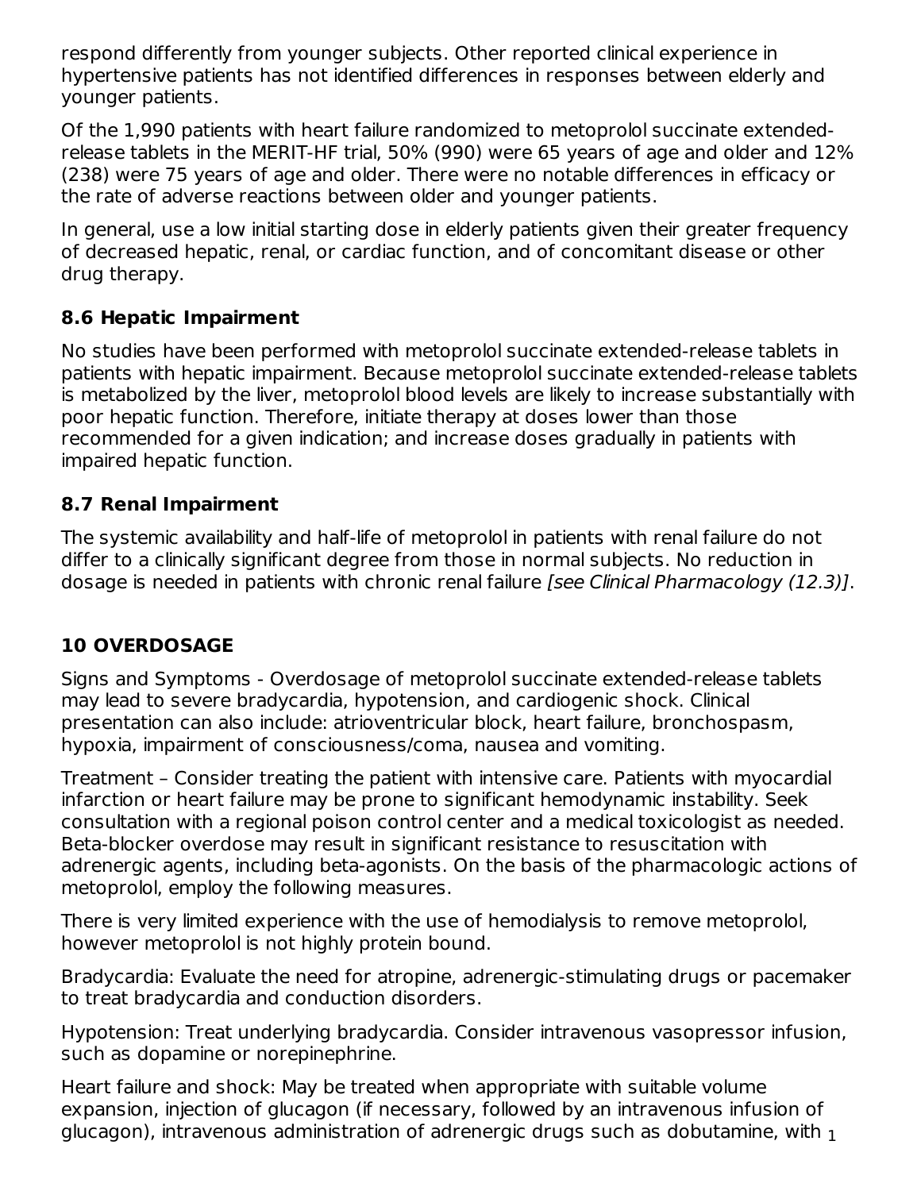respond differently from younger subjects. Other reported clinical experience in hypertensive patients has not identified differences in responses between elderly and younger patients.

Of the 1,990 patients with heart failure randomized to metoprolol succinate extended-release tablets in the MERIT-HF trial, 50% (990) were 65 years of age and older and 12% (238) were 75 years of age and older. There were no notable differences in efficacy or the rate of adverse reactions between older and younger patients.

In general, use a low initial starting dose in elderly patients given their greater frequency of decreased hepatic, renal, or cardiac function, and of concomitant disease or other drug therapy.

### 8.6 Hepatic Impairment

No studies have been performed with metoprolol succinate extended-release tablets in patients with hepatic impairment. Because metoprolol succinate extended-release tablets is metabolized by the liver, metoprolol blood levels are likely to increase substantially with poor hepatic function. Therefore, initiate therapy at doses lower than those recommended for a given indication; and increase doses gradually in patients with impaired hepatic function.

### 8.7 Renal Impairment

The systemic availability and half-life of metoprolol in patients with renal failure do not differ to a clinically significant degree from those in normal subjects. No reduction in dosage is needed in patients with chronic renal failure *[see Clinical Pharmacology (12.3)]*.

## 10 OVERDOSAGE

Signs and Symptoms - Overdosage of metoprolol succinate extended-release tablets may lead to severe bradycardia, hypotension, and cardiogenic shock. Clinical presentation can also include: atrioventricular block, heart failure, bronchospasm, hypoxia, impairment of consciousness/coma, nausea and vomiting.

Treatment – Consider treating the patient with intensive care. Patients with myocardial infarction or heart failure may be prone to significant hemodynamic instability. Seek consultation with a regional poison control center and a medical toxicologist as needed. Beta-blocker overdose may result in significant resistance to resuscitation with adrenergic agents, including beta-agonists. On the basis of the pharmacologic actions of metoprolol, employ the following measures.

There is very limited experience with the use of hemodialysis to remove metoprolol, however metoprolol is not highly protein bound.

Bradycardia: Evaluate the need for atropine, adrenergic-stimulating drugs or pacemaker to treat bradycardia and conduction disorders.

Hypotension: Treat underlying bradycardia. Consider intravenous vasopressor infusion, such as dopamine or norepinephrine.

Heart failure and shock: May be treated when appropriate with suitable volume expansion, injection of glucagon (if necessary, followed by an intravenous infusion of glucagon), intravenous administration of adrenergic drugs such as dobutamine, with $\beta_1$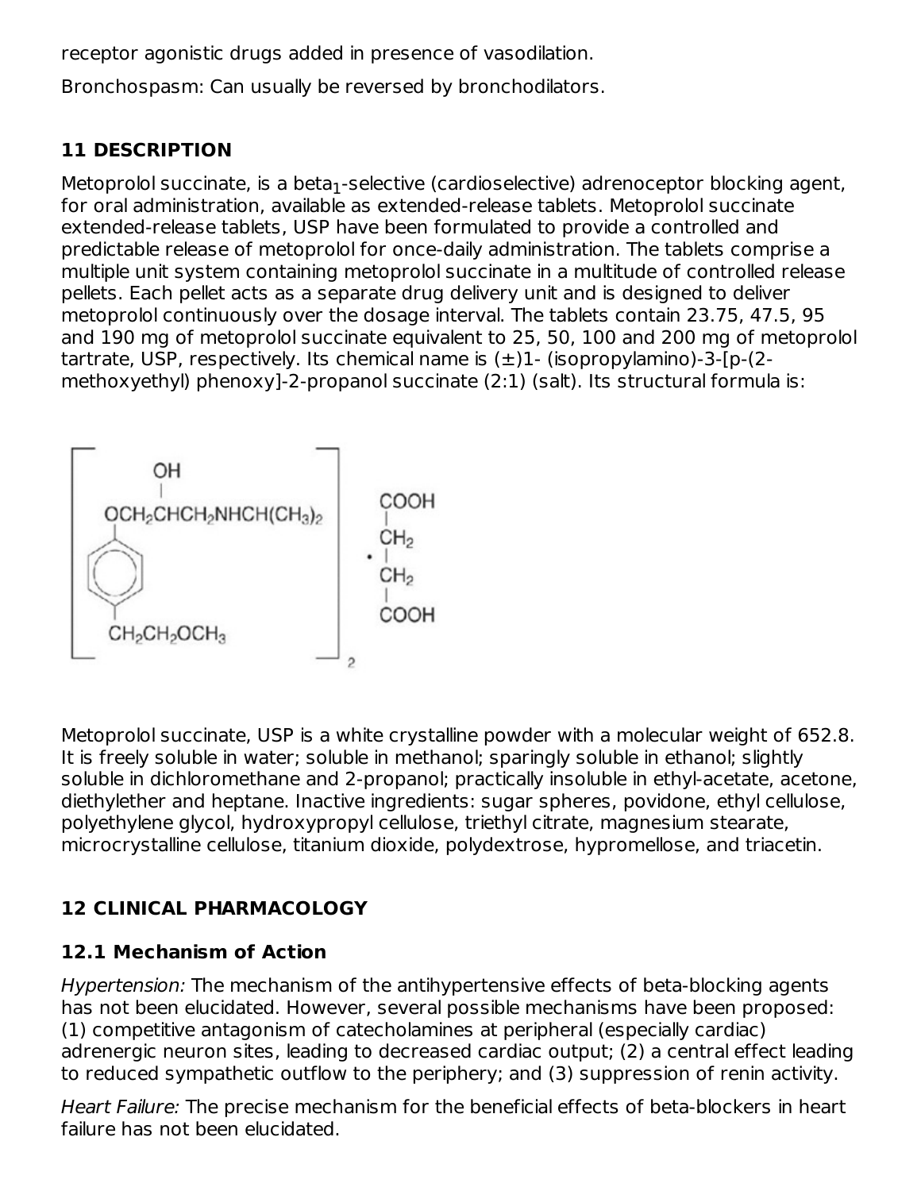receptor agonistic drugs added in presence of vasodilation.

Bronchospasm: Can usually be reversed by bronchodilators.

## 11 DESCRIPTION

Metoprolol succinate, is a beta$_1$-selective (cardioselective) adrenoceptor blocking agent, for oral administration, available as extended-release tablets. Metoprolol succinate extended-release tablets, USP have been formulated to provide a controlled and predictable release of metoprolol for once-daily administration. The tablets comprise a multiple unit system containing metoprolol succinate in a multitude of controlled release pellets. Each pellet acts as a separate drug delivery unit and is designed to deliver metoprolol continuously over the dosage interval. The tablets contain 23.75, 47.5, 95 and 190 mg of metoprolol succinate equivalent to 25, 50, 100 and 200 mg of metoprolol tartrate, USP, respectively. Its chemical name is (±)1- (isopropylamino)-3-[p-(2-methoxyethyl) phenoxy]-2-propanol succinate (2:1) (salt). Its structural formula is:

Metoprolol succinate, USP is a white crystalline powder with a molecular weight of 652.8. It is freely soluble in water; soluble in methanol; sparingly soluble in ethanol; slightly soluble in dichloromethane and 2-propanol; practically insoluble in ethyl-acetate, acetone, diethylether and heptane. Inactive ingredients: sugar spheres, povidone, ethyl cellulose, polyethylene glycol, hydroxypropyl cellulose, triethyl citrate, magnesium stearate, microcrystalline cellulose, titanium dioxide, polydextrose, hypromellose, and triacetin.

## 12 CLINICAL PHARMACOLOGY

### 12.1 Mechanism of Action

*Hypertension:* The mechanism of the antihypertensive effects of beta-blocking agents has not been elucidated. However, several possible mechanisms have been proposed: (1) competitive antagonism of catecholamines at peripheral (especially cardiac) adrenergic neuron sites, leading to decreased cardiac output; (2) a central effect leading to reduced sympathetic outflow to the periphery; and (3) suppression of renin activity.

*Heart Failure:* The precise mechanism for the beneficial effects of beta-blockers in heart failure has not been elucidated.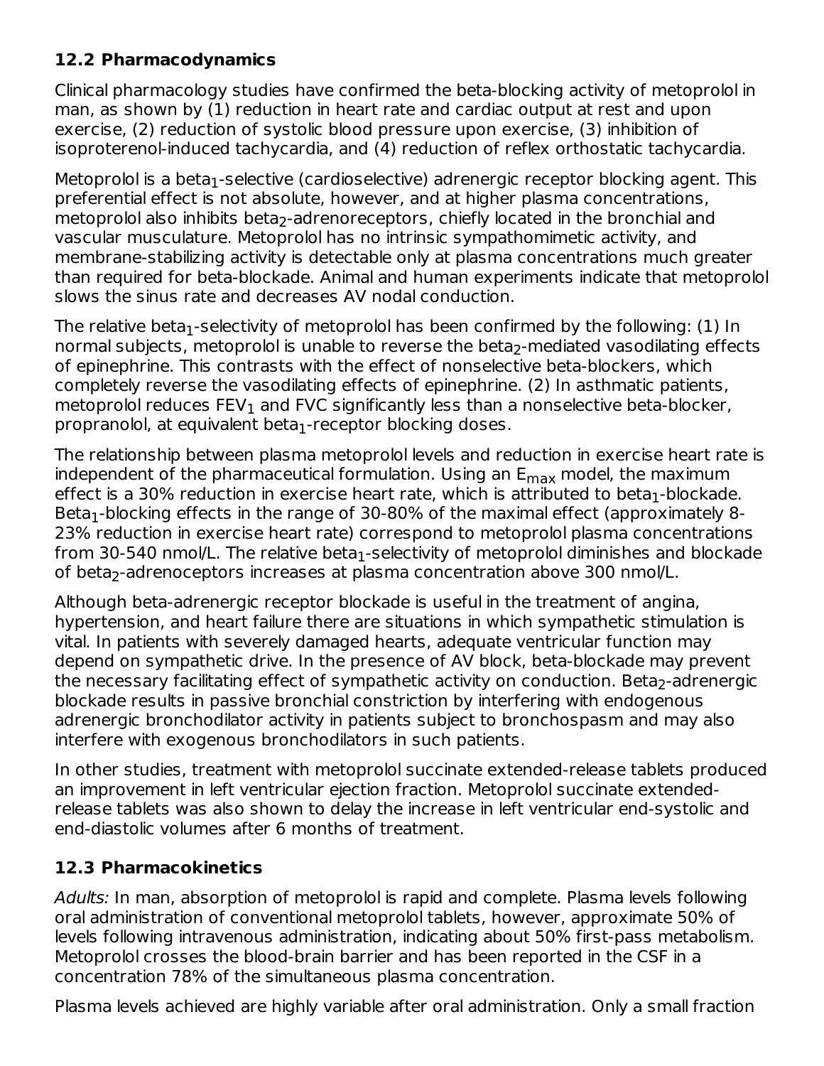## 12.2 Pharmacodynamics

Clinical pharmacology studies have confirmed the beta-blocking activity of metoprolol in man, as shown by (1) reduction in heart rate and cardiac output at rest and upon exercise, (2) reduction of systolic blood pressure upon exercise, (3) inhibition of isoproterenol-induced tachycardia, and (4) reduction of reflex orthostatic tachycardia.

Metoprolol is a $beta_1$-selective (cardioselective) adrenergic receptor blocking agent. This preferential effect is not absolute, however, and at higher plasma concentrations, metoprolol also inhibits $beta_2$-adrenoreceptors, chiefly located in the bronchial and vascular musculature. Metoprolol has no intrinsic sympathomimetic activity, and membrane-stabilizing activity is detectable only at plasma concentrations much greater than required for beta-blockade. Animal and human experiments indicate that metoprolol slows the sinus rate and decreases AV nodal conduction.

The relative $beta_1$-selectivity of metoprolol has been confirmed by the following: (1) In normal subjects, metoprolol is unable to reverse the $beta_2$-mediated vasodilating effects of epinephrine. This contrasts with the effect of nonselective beta-blockers, which completely reverse the vasodilating effects of epinephrine. (2) In asthmatic patients, metoprolol reduces $FEV_1$ and FVC significantly less than a nonselective beta-blocker, propranolol, at equivalent $beta_1$-receptor blocking doses.

The relationship between plasma metoprolol levels and reduction in exercise heart rate is independent of the pharmaceutical formulation. Using an $E_{max}$ model, the maximum effect is a 30% reduction in exercise heart rate, which is attributed to $beta_1$-blockade. $Beta_1$-blocking effects in the range of 30-80% of the maximal effect (approximately 8-23% reduction in exercise heart rate) correspond to metoprolol plasma concentrations from 30-540 nmol/L. The relative $beta_1$-selectivity of metoprolol diminishes and blockade of $beta_2$-adrenoceptors increases at plasma concentration above 300 nmol/L.

Although beta-adrenergic receptor blockade is useful in the treatment of angina, hypertension, and heart failure there are situations in which sympathetic stimulation is vital. In patients with severely damaged hearts, adequate ventricular function may depend on sympathetic drive. In the presence of AV block, beta-blockade may prevent the necessary facilitating effect of sympathetic activity on conduction. $Beta_2$-adrenergic blockade results in passive bronchial constriction by interfering with endogenous adrenergic bronchodilator activity in patients subject to bronchospasm and may also interfere with exogenous bronchodilators in such patients.

In other studies, treatment with metoprolol succinate extended-release tablets produced an improvement in left ventricular ejection fraction. Metoprolol succinate extended-release tablets was also shown to delay the increase in left ventricular end-systolic and end-diastolic volumes after 6 months of treatment.

## 12.3 Pharmacokinetics

*Adults:* In man, absorption of metoprolol is rapid and complete. Plasma levels following oral administration of conventional metoprolol tablets, however, approximate 50% of levels following intravenous administration, indicating about 50% first-pass metabolism. Metoprolol crosses the blood-brain barrier and has been reported in the CSF in a concentration 78% of the simultaneous plasma concentration.

Plasma levels achieved are highly variable after oral administration. Only a small fraction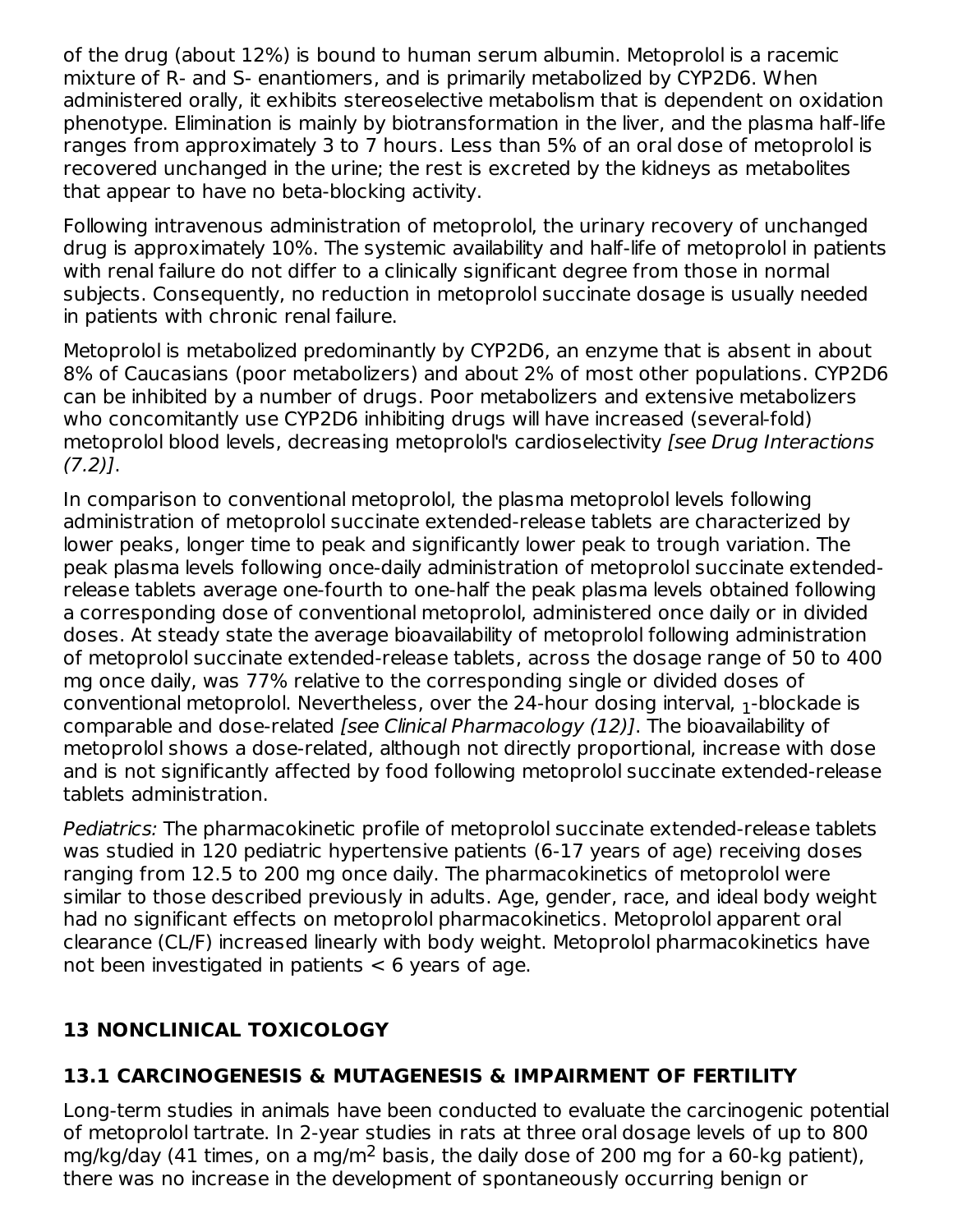of the drug (about 12%) is bound to human serum albumin. Metoprolol is a racemic mixture of R- and S- enantiomers, and is primarily metabolized by CYP2D6. When administered orally, it exhibits stereoselective metabolism that is dependent on oxidation phenotype. Elimination is mainly by biotransformation in the liver, and the plasma half-life ranges from approximately 3 to 7 hours. Less than 5% of an oral dose of metoprolol is recovered unchanged in the urine; the rest is excreted by the kidneys as metabolites that appear to have no beta-blocking activity.

Following intravenous administration of metoprolol, the urinary recovery of unchanged drug is approximately 10%. The systemic availability and half-life of metoprolol in patients with renal failure do not differ to a clinically significant degree from those in normal subjects. Consequently, no reduction in metoprolol succinate dosage is usually needed in patients with chronic renal failure.

Metoprolol is metabolized predominantly by CYP2D6, an enzyme that is absent in about 8% of Caucasians (poor metabolizers) and about 2% of most other populations. CYP2D6 can be inhibited by a number of drugs. Poor metabolizers and extensive metabolizers who concomitantly use CYP2D6 inhibiting drugs will have increased (several-fold) metoprolol blood levels, decreasing metoprolol's cardioselectivity *[see Drug Interactions (7.2)]*.

In comparison to conventional metoprolol, the plasma metoprolol levels following administration of metoprolol succinate extended-release tablets are characterized by lower peaks, longer time to peak and significantly lower peak to trough variation. The peak plasma levels following once-daily administration of metoprolol succinate extended-release tablets average one-fourth to one-half the peak plasma levels obtained following a corresponding dose of conventional metoprolol, administered once daily or in divided doses. At steady state the average bioavailability of metoprolol following administration of metoprolol succinate extended-release tablets, across the dosage range of 50 to 400 mg once daily, was 77% relative to the corresponding single or divided doses of conventional metoprolol. Nevertheless, over the 24-hour dosing interval, $_1$-blockade is comparable and dose-related *[see Clinical Pharmacology (12)]*. The bioavailability of metoprolol shows a dose-related, although not directly proportional, increase with dose and is not significantly affected by food following metoprolol succinate extended-release tablets administration.

*Pediatrics:* The pharmacokinetic profile of metoprolol succinate extended-release tablets was studied in 120 pediatric hypertensive patients (6-17 years of age) receiving doses ranging from 12.5 to 200 mg once daily. The pharmacokinetics of metoprolol were similar to those described previously in adults. Age, gender, race, and ideal body weight had no significant effects on metoprolol pharmacokinetics. Metoprolol apparent oral clearance (CL/F) increased linearly with body weight. Metoprolol pharmacokinetics have not been investigated in patients < 6 years of age.

## 13 NONCLINICAL TOXICOLOGY

### 13.1 CARCINOGENESIS & MUTAGENESIS & IMPAIRMENT OF FERTILITY

Long-term studies in animals have been conducted to evaluate the carcinogenic potential of metoprolol tartrate. In 2-year studies in rats at three oral dosage levels of up to 800 mg/kg/day (41 times, on a mg/m$^2$ basis, the daily dose of 200 mg for a 60-kg patient), there was no increase in the development of spontaneously occurring benign or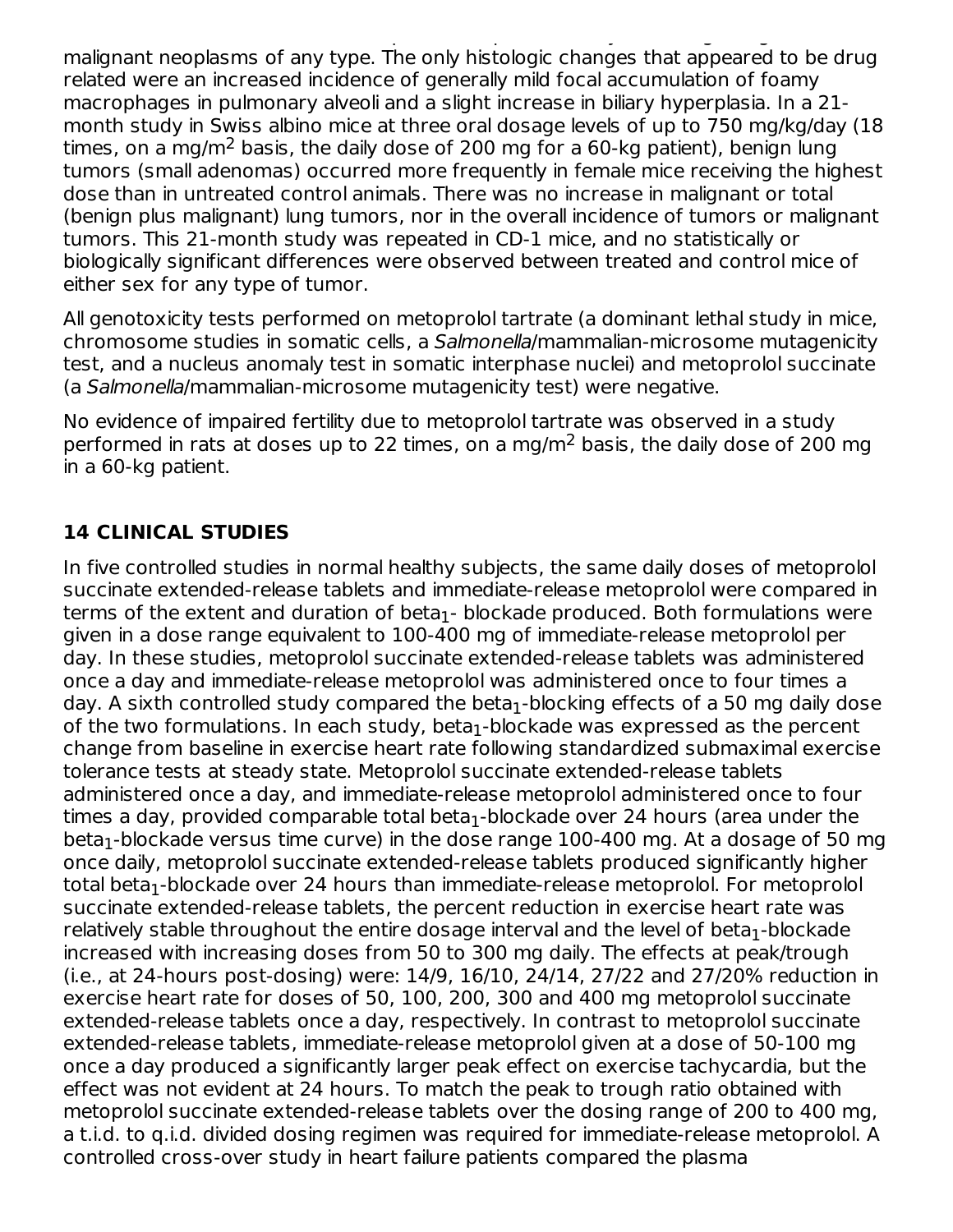malignant neoplasms of any type. The only histologic changes that appeared to be drug related were an increased incidence of generally mild focal accumulation of foamy macrophages in pulmonary alveoli and a slight increase in biliary hyperplasia. In a 21-month study in Swiss albino mice at three oral dosage levels of up to 750 mg/kg/day (18 times, on a mg/m$^2$ basis, the daily dose of 200 mg for a 60-kg patient), benign lung tumors (small adenomas) occurred more frequently in female mice receiving the highest dose than in untreated control animals. There was no increase in malignant or total (benign plus malignant) lung tumors, nor in the overall incidence of tumors or malignant tumors. This 21-month study was repeated in CD-1 mice, and no statistically or biologically significant differences were observed between treated and control mice of either sex for any type of tumor.

All genotoxicity tests performed on metoprolol tartrate (a dominant lethal study in mice, chromosome studies in somatic cells, a *Salmonella*/mammalian-microsome mutagenicity test, and a nucleus anomaly test in somatic interphase nuclei) and metoprolol succinate (a *Salmonella*/mammalian-microsome mutagenicity test) were negative.

No evidence of impaired fertility due to metoprolol tartrate was observed in a study performed in rats at doses up to 22 times, on a mg/m$^2$ basis, the daily dose of 200 mg in a 60-kg patient.

## 14 CLINICAL STUDIES

In five controlled studies in normal healthy subjects, the same daily doses of metoprolol succinate extended-release tablets and immediate-release metoprolol were compared in terms of the extent and duration of beta$_1$- blockade produced. Both formulations were given in a dose range equivalent to 100-400 mg of immediate-release metoprolol per day. In these studies, metoprolol succinate extended-release tablets was administered once a day and immediate-release metoprolol was administered once to four times a day. A sixth controlled study compared the beta$_1$-blocking effects of a 50 mg daily dose of the two formulations. In each study, beta$_1$-blockade was expressed as the percent change from baseline in exercise heart rate following standardized submaximal exercise tolerance tests at steady state. Metoprolol succinate extended-release tablets administered once a day, and immediate-release metoprolol administered once to four times a day, provided comparable total beta$_1$-blockade over 24 hours (area under the beta$_1$-blockade versus time curve) in the dose range 100-400 mg. At a dosage of 50 mg once daily, metoprolol succinate extended-release tablets produced significantly higher total beta$_1$-blockade over 24 hours than immediate-release metoprolol. For metoprolol succinate extended-release tablets, the percent reduction in exercise heart rate was relatively stable throughout the entire dosage interval and the level of beta$_1$-blockade increased with increasing doses from 50 to 300 mg daily. The effects at peak/trough (i.e., at 24-hours post-dosing) were: 14/9, 16/10, 24/14, 27/22 and 27/20% reduction in exercise heart rate for doses of 50, 100, 200, 300 and 400 mg metoprolol succinate extended-release tablets once a day, respectively. In contrast to metoprolol succinate extended-release tablets, immediate-release metoprolol given at a dose of 50-100 mg once a day produced a significantly larger peak effect on exercise tachycardia, but the effect was not evident at 24 hours. To match the peak to trough ratio obtained with metoprolol succinate extended-release tablets over the dosing range of 200 to 400 mg, a t.i.d. to q.i.d. divided dosing regimen was required for immediate-release metoprolol. A controlled cross-over study in heart failure patients compared the plasma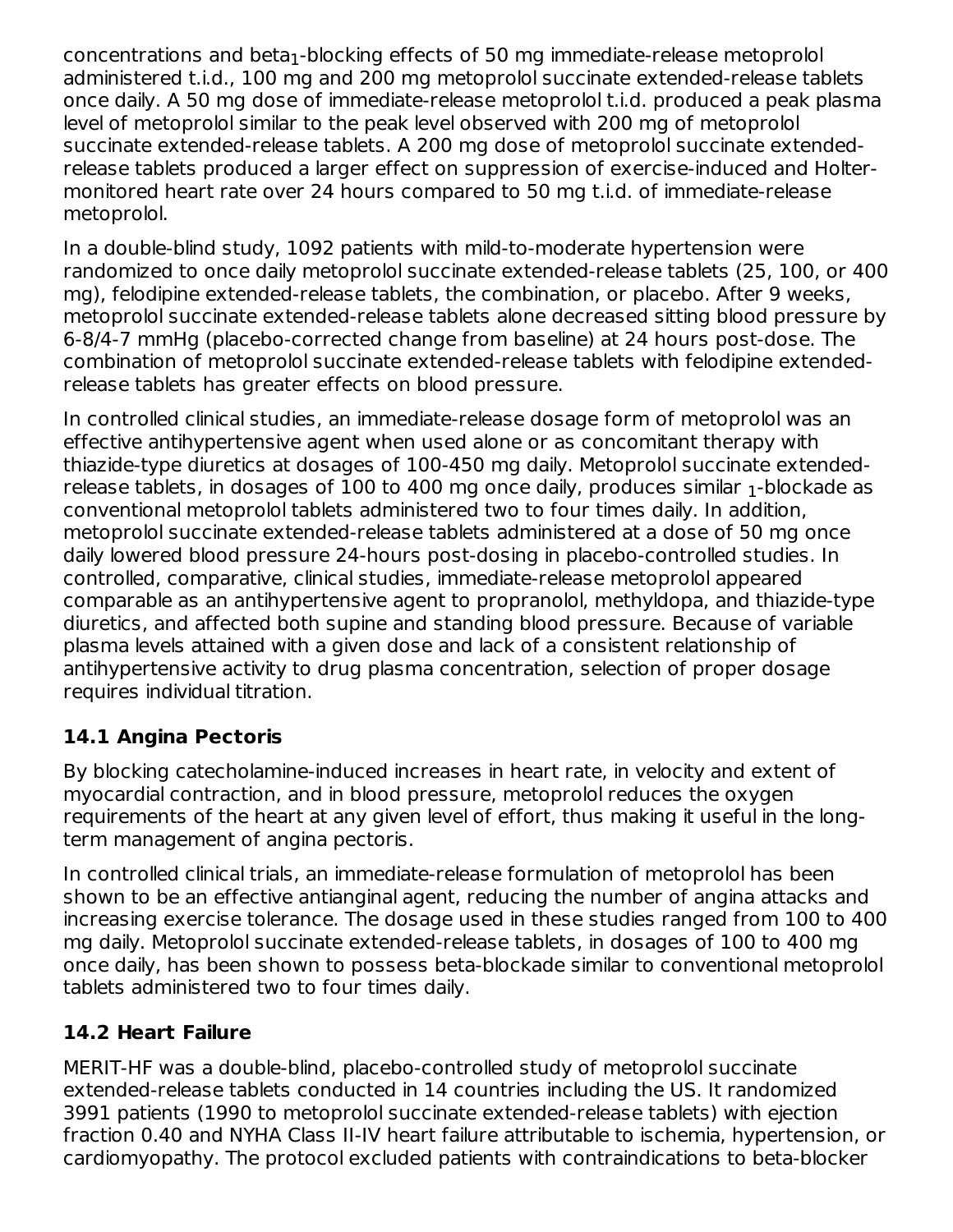concentrations and $beta_1$-blocking effects of 50 mg immediate-release metoprolol administered t.i.d., 100 mg and 200 mg metoprolol succinate extended-release tablets once daily. A 50 mg dose of immediate-release metoprolol t.i.d. produced a peak plasma level of metoprolol similar to the peak level observed with 200 mg of metoprolol succinate extended-release tablets. A 200 mg dose of metoprolol succinate extended-release tablets produced a larger effect on suppression of exercise-induced and Holter-monitored heart rate over 24 hours compared to 50 mg t.i.d. of immediate-release metoprolol.

In a double-blind study, 1092 patients with mild-to-moderate hypertension were randomized to once daily metoprolol succinate extended-release tablets (25, 100, or 400 mg), felodipine extended-release tablets, the combination, or placebo. After 9 weeks, metoprolol succinate extended-release tablets alone decreased sitting blood pressure by 6-8/4-7 mmHg (placebo-corrected change from baseline) at 24 hours post-dose. The combination of metoprolol succinate extended-release tablets with felodipine extended-release tablets has greater effects on blood pressure.

In controlled clinical studies, an immediate-release dosage form of metoprolol was an effective antihypertensive agent when used alone or as concomitant therapy with thiazide-type diuretics at dosages of 100-450 mg daily. Metoprolol succinate extended-release tablets, in dosages of 100 to 400 mg once daily, produces similar $_1$-blockade as conventional metoprolol tablets administered two to four times daily. In addition, metoprolol succinate extended-release tablets administered at a dose of 50 mg once daily lowered blood pressure 24-hours post-dosing in placebo-controlled studies. In controlled, comparative, clinical studies, immediate-release metoprolol appeared comparable as an antihypertensive agent to propranolol, methyldopa, and thiazide-type diuretics, and affected both supine and standing blood pressure. Because of variable plasma levels attained with a given dose and lack of a consistent relationship of antihypertensive activity to drug plasma concentration, selection of proper dosage requires individual titration.

## 14.1 Angina Pectoris

By blocking catecholamine-induced increases in heart rate, in velocity and extent of myocardial contraction, and in blood pressure, metoprolol reduces the oxygen requirements of the heart at any given level of effort, thus making it useful in the long-term management of angina pectoris.

In controlled clinical trials, an immediate-release formulation of metoprolol has been shown to be an effective antianginal agent, reducing the number of angina attacks and increasing exercise tolerance. The dosage used in these studies ranged from 100 to 400 mg daily. Metoprolol succinate extended-release tablets, in dosages of 100 to 400 mg once daily, has been shown to possess beta-blockade similar to conventional metoprolol tablets administered two to four times daily.

## 14.2 Heart Failure

MERIT-HF was a double-blind, placebo-controlled study of metoprolol succinate extended-release tablets conducted in 14 countries including the US. It randomized 3991 patients (1990 to metoprolol succinate extended-release tablets) with ejection fraction 0.40 and NYHA Class II-IV heart failure attributable to ischemia, hypertension, or cardiomyopathy. The protocol excluded patients with contraindications to beta-blocker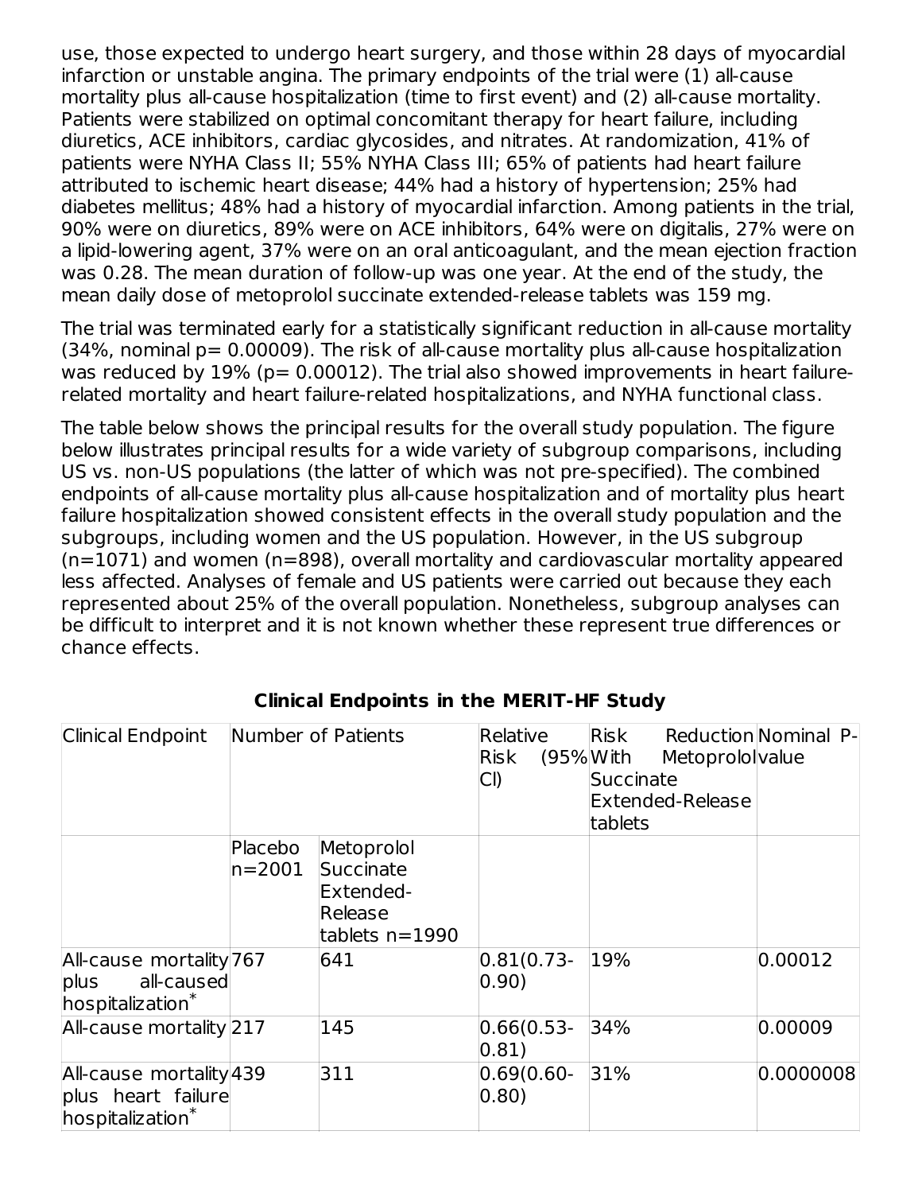use, those expected to undergo heart surgery, and those within 28 days of myocardial infarction or unstable angina. The primary endpoints of the trial were (1) all-cause mortality plus all-cause hospitalization (time to first event) and (2) all-cause mortality. Patients were stabilized on optimal concomitant therapy for heart failure, including diuretics, ACE inhibitors, cardiac glycosides, and nitrates. At randomization, 41% of patients were NYHA Class II; 55% NYHA Class III; 65% of patients had heart failure attributed to ischemic heart disease; 44% had a history of hypertension; 25% had diabetes mellitus; 48% had a history of myocardial infarction. Among patients in the trial, 90% were on diuretics, 89% were on ACE inhibitors, 64% were on digitalis, 27% were on a lipid-lowering agent, 37% were on an oral anticoagulant, and the mean ejection fraction was 0.28. The mean duration of follow-up was one year. At the end of the study, the mean daily dose of metoprolol succinate extended-release tablets was 159 mg.

The trial was terminated early for a statistically significant reduction in all-cause mortality (34%, nominal p= 0.00009). The risk of all-cause mortality plus all-cause hospitalization was reduced by 19% (p= 0.00012). The trial also showed improvements in heart failure-related mortality and heart failure-related hospitalizations, and NYHA functional class.

The table below shows the principal results for the overall study population. The figure below illustrates principal results for a wide variety of subgroup comparisons, including US vs. non-US populations (the latter of which was not pre-specified). The combined endpoints of all-cause mortality plus all-cause hospitalization and of mortality plus heart failure hospitalization showed consistent effects in the overall study population and the subgroups, including women and the US population. However, in the US subgroup (n=1071) and women (n=898), overall mortality and cardiovascular mortality appeared less affected. Analyses of female and US patients were carried out because they each represented about 25% of the overall population. Nonetheless, subgroup analyses can be difficult to interpret and it is not known whether these represent true differences or chance effects.

**Clinical Endpoints in the MERIT-HF Study**

| Clinical Endpoint | Number of Patients | | Relative Risk (95% CI) | Risk Reduction With Metoprolol Succinate Extended-Release tablets | Nominal P-value |
|---|---|---|---|---|---|
| | Placebo n=2001 | Metoprolol Succinate Extended-Release tablets n=1990 | | | |
| All-cause mortality plus all-caused hospitalization* | 767 | 641 | 0.81(0.73-0.90) | 19% | 0.00012 |
| All-cause mortality | 217 | 145 | 0.66(0.53-0.81) | 34% | 0.00009 |
| All-cause mortality plus heart failure hospitalization* | 439 | 311 | 0.69(0.60-0.80) | 31% | 0.0000008 |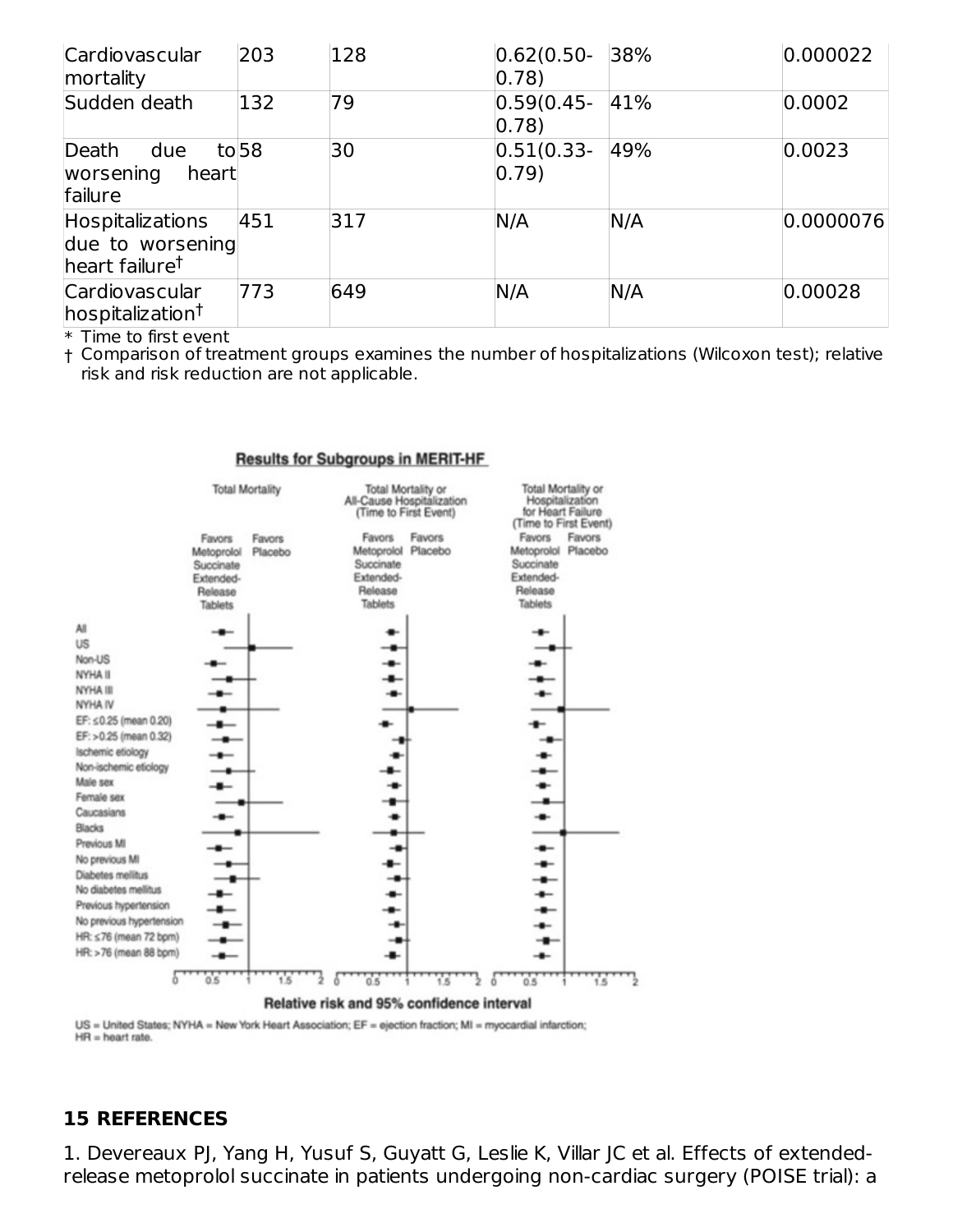| | | | | | |
|---|---|---|---|---|---|
| Cardiovascular mortality | 203 | 128 | 0.62(0.50-0.78) | 38% | 0.000022 |
| Sudden death | 132 | 79 | 0.59(0.45-0.78) | 41% | 0.0002 |
| Death due to worsening heart failure | 58 | 30 | 0.51(0.33-0.79) | 49% | 0.0023 |
| Hospitalizations due to worsening heart failure† | 451 | 317 | N/A | N/A | 0.0000076 |
| Cardiovascular hospitalization† | 773 | 649 | N/A | N/A | 0.00028 |

\* Time to first event

† Comparison of treatment groups examines the number of hospitalizations (Wilcoxon test); relative risk and risk reduction are not applicable.

Results for Subgroups in MERIT-HF

Total Mortality

Total Mortality or All-Cause Hospitalization (Time to First Event)

Total Mortality or Hospitalization for Heart Failure (Time to First Event)

Favors Metoprolol Succinate Extended-Release Tablets

Favors Placebo

All
US
Non-US
NYHA II
NYHA III
NYHA IV
EF: ≤0.25 (mean 0.20)
EF: >0.25 (mean 0.32)
Ischemic etiology
Non-ischemic etiology
Male sex
Female sex
Caucasians
Blacks
Previous MI
No previous MI
Diabetes mellitus
No diabetes mellitus
Previous hypertension
No previous hypertension
HR: ≤76 (mean 72 bpm)
HR: >76 (mean 88 bpm)

0 0.5 1 1.5 2

Relative risk and 95% confidence interval

US = United States; NYHA = New York Heart Association; EF = ejection fraction; MI = myocardial infarction; HR = heart rate.

## 15 REFERENCES

1. Devereaux PJ, Yang H, Yusuf S, Guyatt G, Leslie K, Villar JC et al. Effects of extended-release metoprolol succinate in patients undergoing non-cardiac surgery (POISE trial): a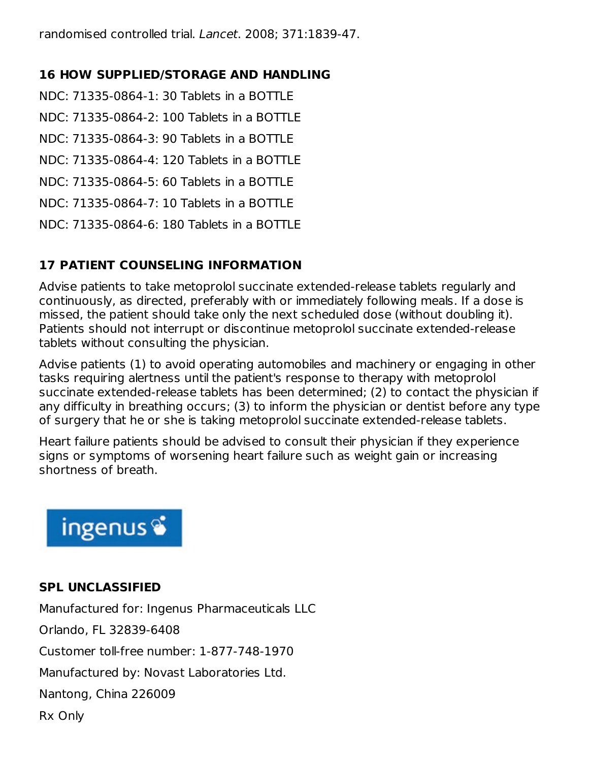randomised controlled trial. *Lancet*. 2008; 371:1839-47.

## 16 HOW SUPPLIED/STORAGE AND HANDLING

NDC: 71335-0864-1: 30 Tablets in a BOTTLE

NDC: 71335-0864-2: 100 Tablets in a BOTTLE

NDC: 71335-0864-3: 90 Tablets in a BOTTLE

NDC: 71335-0864-4: 120 Tablets in a BOTTLE

NDC: 71335-0864-5: 60 Tablets in a BOTTLE

NDC: 71335-0864-7: 10 Tablets in a BOTTLE

NDC: 71335-0864-6: 180 Tablets in a BOTTLE

## 17 PATIENT COUNSELING INFORMATION

Advise patients to take metoprolol succinate extended-release tablets regularly and continuously, as directed, preferably with or immediately following meals. If a dose is missed, the patient should take only the next scheduled dose (without doubling it). Patients should not interrupt or discontinue metoprolol succinate extended-release tablets without consulting the physician.

Advise patients (1) to avoid operating automobiles and machinery or engaging in other tasks requiring alertness until the patient's response to therapy with metoprolol succinate extended-release tablets has been determined; (2) to contact the physician if any difficulty in breathing occurs; (3) to inform the physician or dentist before any type of surgery that he or she is taking metoprolol succinate extended-release tablets.

Heart failure patients should be advised to consult their physician if they experience signs or symptoms of worsening heart failure such as weight gain or increasing shortness of breath.

ingenus

## SPL UNCLASSIFIED

Manufactured for: Ingenus Pharmaceuticals LLC

Orlando, FL 32839-6408

Customer toll-free number: 1-877-748-1970

Manufactured by: Novast Laboratories Ltd.

Nantong, China 226009

Rx Only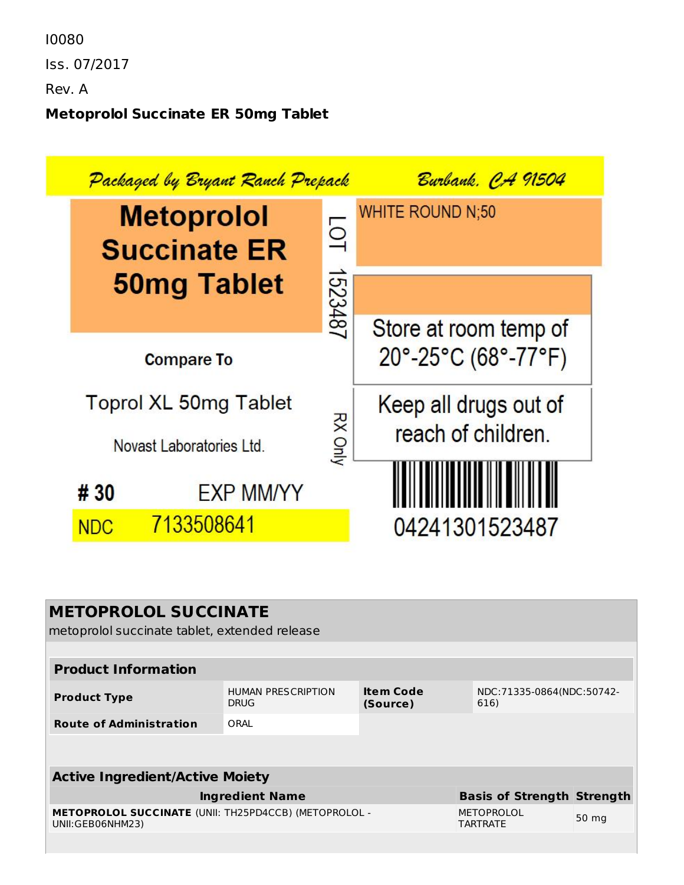I0080

Iss. 07/2017

Rev. A

**Metoprolol Succinate ER 50mg Tablet**

Packaged by Bryant Ranch Prepack Burbank, CA 91504

**Metoprolol Succinate ER 50mg Tablet**

LOT 1523487

WHITE ROUND N;50

Store at room temp of 20°-25°C (68°-77°F)

**Compare To**

Toprol XL 50mg Tablet

Novast Laboratories Ltd.

RX Only

Keep all drugs out of reach of children.

**# 30** EXP MM/YY

NDC 7133508641

04241301523487

## METOPROLOL SUCCINATE

metoprolol succinate tablet, extended release

| **Product Information** | | | |
|---|---|---|---|
| **Product Type** | HUMAN PRESCRIPTION DRUG | **Item Code (Source)** | NDC:71335-0864(NDC:50742-616) |
| **Route of Administration** | ORAL | | |

| **Active Ingredient/Active Moiety** | | |
|---|---|---|
| **Ingredient Name** | **Basis of Strength** | **Strength** |
| **METOPROLOL SUCCINATE** (UNII: TH25PD4CCB) (METOPROLOL - UNII:GEB06NHM23) | METOPROLOL TARTRATE | 50 mg |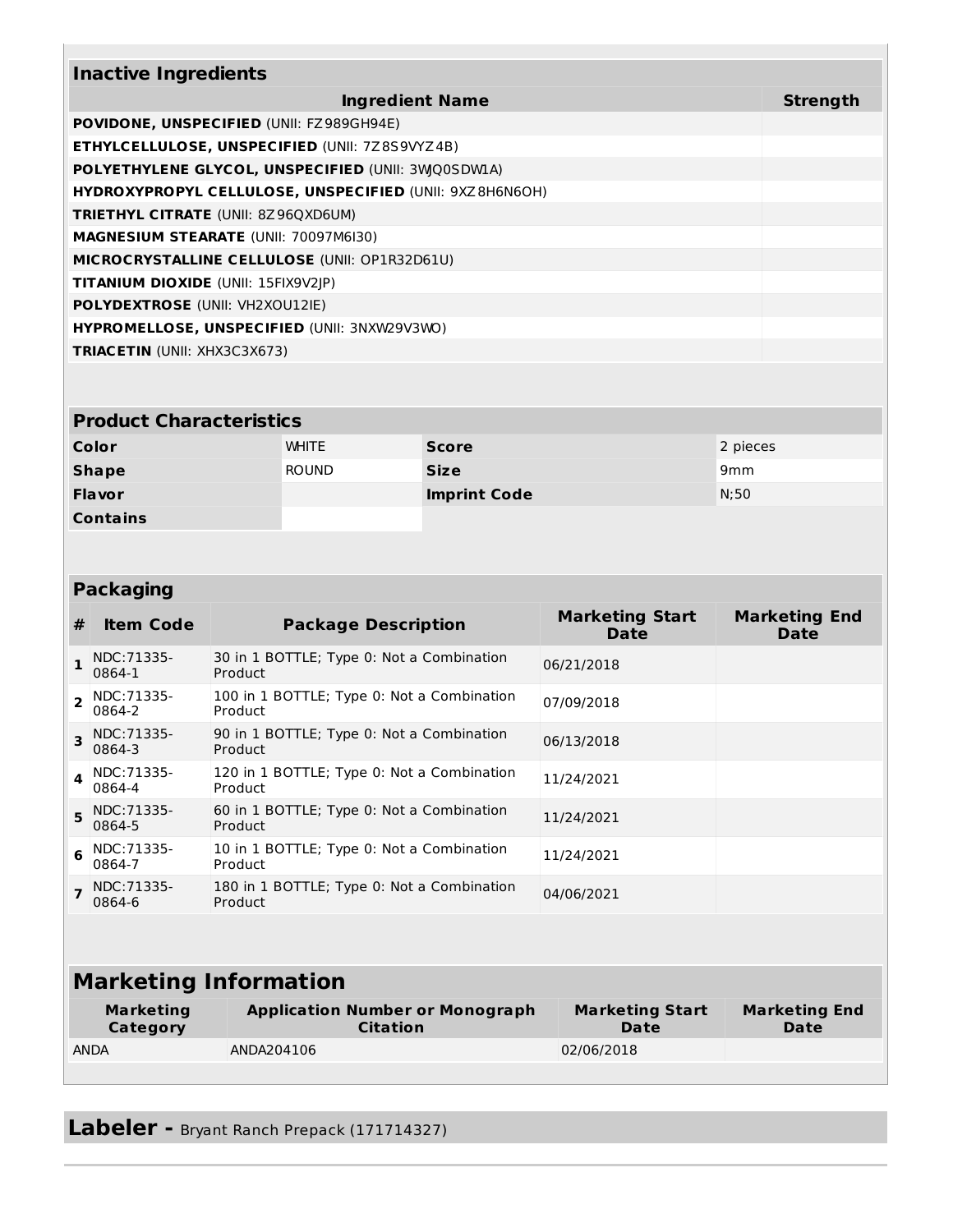| Inactive Ingredients | |
|---|---|
| **Ingredient Name** | **Strength** |
| **POVIDONE, UNSPECIFIED** (UNII: FZ989GH94E) | |
| **ETHYLCELLULOSE, UNSPECIFIED** (UNII: 7Z8S9VYZ4B) | |
| **POLYETHYLENE GLYCOL, UNSPECIFIED** (UNII: 3WJQ0SDW1A) | |
| **HYDROXYPROPYL CELLULOSE, UNSPECIFIED** (UNII: 9XZ8H6N6OH) | |
| **TRIETHYL CITRATE** (UNII: 8Z96QXD6UM) | |
| **MAGNESIUM STEARATE** (UNII: 70097M6I30) | |
| **MICROCRYSTALLINE CELLULOSE** (UNII: OP1R32D61U) | |
| **TITANIUM DIOXIDE** (UNII: 15FIX9V2JP) | |
| **POLYDEXTROSE** (UNII: VH2XOU12IE) | |
| **HYPROMELLOSE, UNSPECIFIED** (UNII: 3NXW29V3WO) | |
| **TRIACETIN** (UNII: XHX3C3X673) | |

| Product Characteristics | | | |
|---|---|---|---|
| **Color** | WHITE | **Score** | 2 pieces |
| **Shape** | ROUND | **Size** | 9mm |
| **Flavor** | | **Imprint Code** | N;50 |
| **Contains** | | | |

| Packaging | | | | |
|---|---|---|---|---|
| **#** | **Item Code** | **Package Description** | **Marketing Start Date** | **Marketing End Date** |
| 1 | NDC:71335-0864-1 | 30 in 1 BOTTLE; Type 0: Not a Combination Product | 06/21/2018 | |
| 2 | NDC:71335-0864-2 | 100 in 1 BOTTLE; Type 0: Not a Combination Product | 07/09/2018 | |
| 3 | NDC:71335-0864-3 | 90 in 1 BOTTLE; Type 0: Not a Combination Product | 06/13/2018 | |
| 4 | NDC:71335-0864-4 | 120 in 1 BOTTLE; Type 0: Not a Combination Product | 11/24/2021 | |
| 5 | NDC:71335-0864-5 | 60 in 1 BOTTLE; Type 0: Not a Combination Product | 11/24/2021 | |
| 6 | NDC:71335-0864-7 | 10 in 1 BOTTLE; Type 0: Not a Combination Product | 11/24/2021 | |
| 7 | NDC:71335-0864-6 | 180 in 1 BOTTLE; Type 0: Not a Combination Product | 04/06/2021 | |

## Marketing Information

| Marketing Category | Application Number or Monograph Citation | Marketing Start Date | Marketing End Date |
|---|---|---|---|
| ANDA | ANDA204106 | 02/06/2018 | |

## Labeler - Bryant Ranch Prepack (171714327)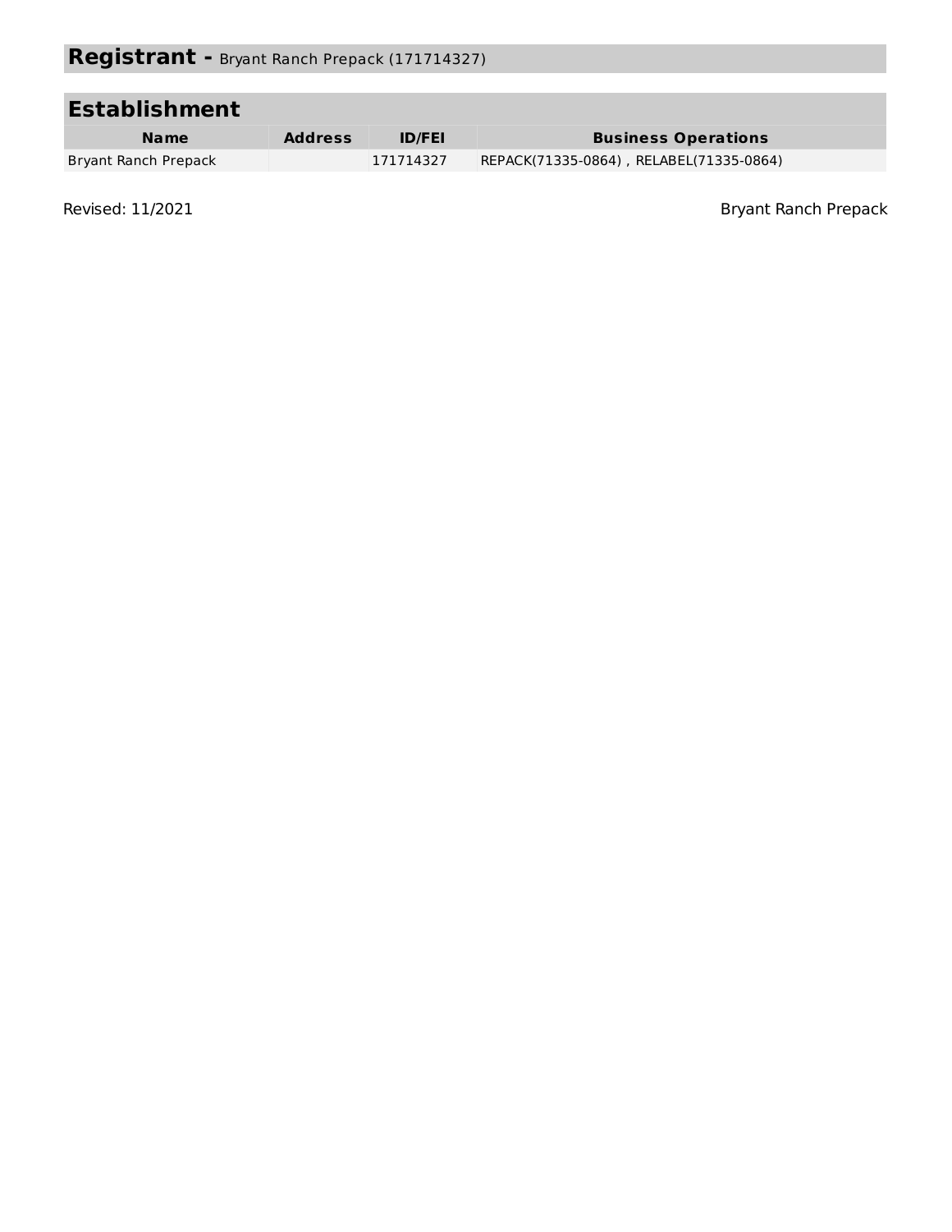## Registrant - Bryant Ranch Prepack (171714327)

## Establishment

| Name | Address | ID/FEI | Business Operations |
| --- | --- | --- | --- |
| Bryant Ranch Prepack | | 171714327 | REPACK(71335-0864) , RELABEL(71335-0864) |

Revised: 11/2021

Bryant Ranch Prepack